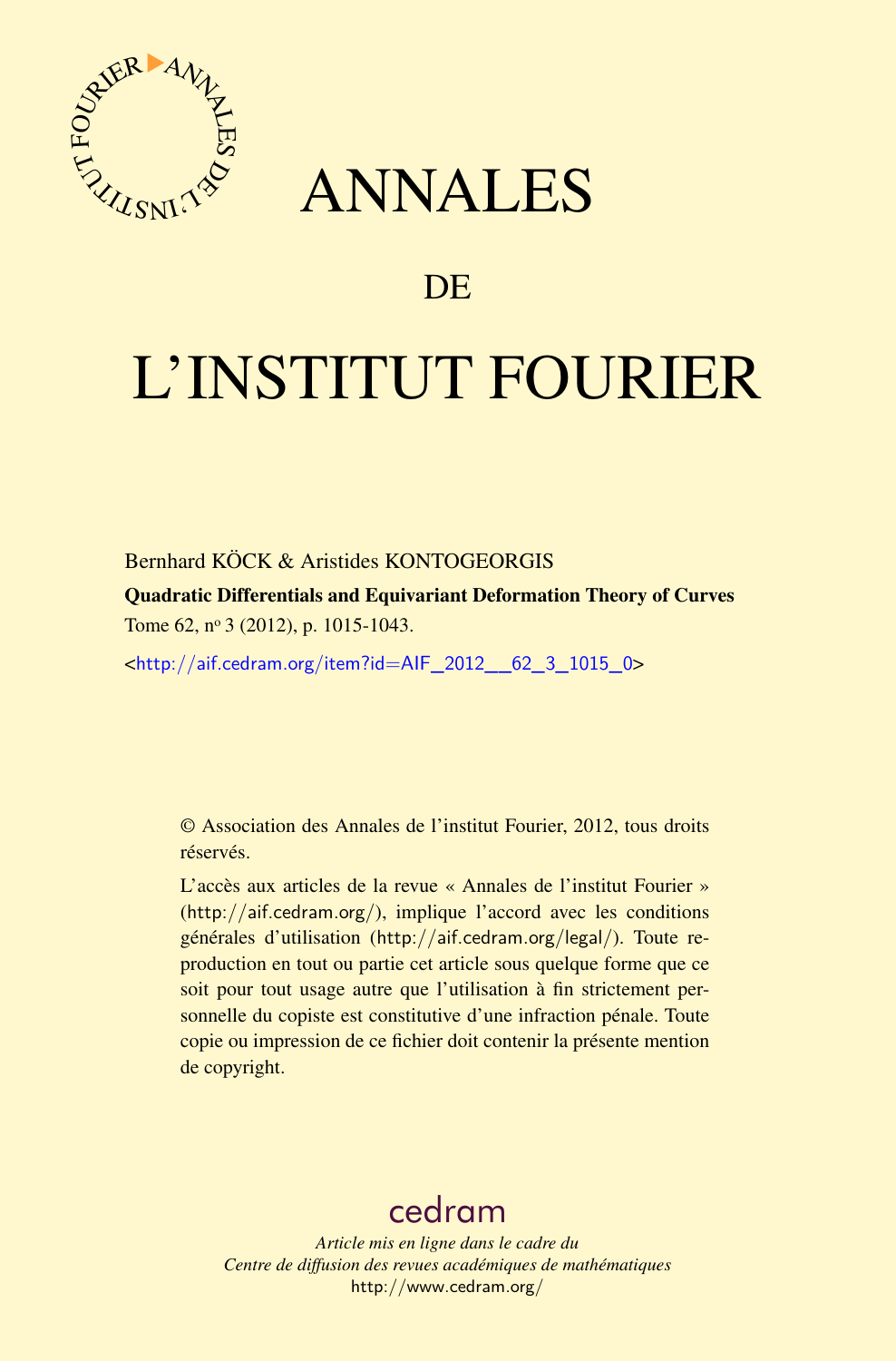# ANNALES

## DE

# L'INSTITUT FOURIER

Bernhard KÖCK & Aristides KONTOGEORGIS

**Quadratic Differentials and Equivariant Deformation Theory of Curves**

Tome 62, nº 3 (2012), p. 1015-1043.

<http://aif.cedram.org/item?id=AIF_2012__62_3_1015_0>

© Association des Annales de l'institut Fourier, 2012, tous droits réservés.

L'accès aux articles de la revue « Annales de l'institut Fourier » (http://aif.cedram.org/), implique l'accord avec les conditions générales d'utilisation (http://aif.cedram.org/legal/). Toute reproduction en tout ou partie cet article sous quelque forme que ce soit pour tout usage autre que l'utilisation à fin strictement personnelle du copiste est constitutive d'une infraction pénale. Toute copie ou impression de ce fichier doit contenir la présente mention de copyright.

cedram

*Article mis en ligne dans le cadre du*
*Centre de diffusion des revues académiques de mathématiques*
http://www.cedram.org/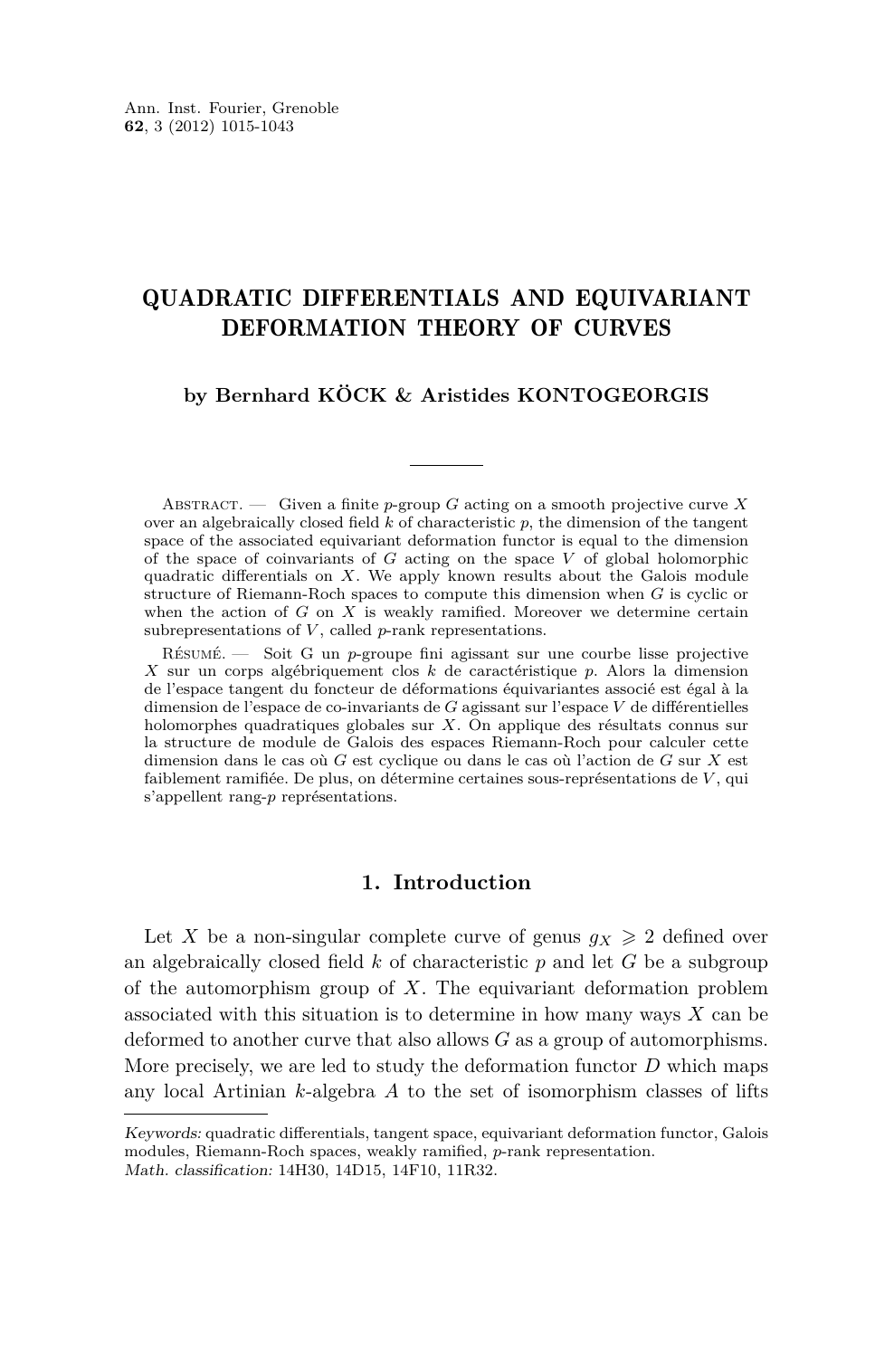# QUADRATIC DIFFERENTIALS AND EQUIVARIANT DEFORMATION THEORY OF CURVES

**by Bernhard KÖCK & Aristides KONTOGEORGIS**

Abstract. — Given a finite $p$-group $G$ acting on a smooth projective curve $X$ over an algebraically closed field $k$ of characteristic $p$, the dimension of the tangent space of the associated equivariant deformation functor is equal to the dimension of the space of coinvariants of $G$ acting on the space $V$ of global holomorphic quadratic differentials on $X$. We apply known results about the Galois module structure of Riemann-Roch spaces to compute this dimension when $G$ is cyclic or when the action of $G$ on $X$ is weakly ramified. Moreover we determine certain subrepresentations of $V$, called $p$-rank representations.

Résumé. — Soit G un $p$-groupe fini agissant sur une courbe lisse projective $X$ sur un corps algébriquement clos $k$ de caractéristique $p$. Alors la dimension de l'espace tangent du foncteur de déformations équivariantes associé est égal à la dimension de l'espace de co-invariants de $G$ agissant sur l'espace $V$ de différentielles holomorphes quadratiques globales sur $X$. On applique des résultats connus sur la structure de module de Galois des espaces Riemann-Roch pour calculer cette dimension dans le cas où $G$ est cyclique ou dans le cas où l'action de $G$ sur $X$ est faiblement ramifiée. De plus, on détermine certaines sous-représentations de $V$, qui s'appellent rang-$p$ représentations.

## 1. Introduction

Let $X$ be a non-singular complete curve of genus $g_X \geqslant 2$ defined over an algebraically closed field $k$ of characteristic $p$ and let $G$ be a subgroup of the automorphism group of $X$. The equivariant deformation problem associated with this situation is to determine in how many ways $X$ can be deformed to another curve that also allows $G$ as a group of automorphisms. More precisely, we are led to study the deformation functor $D$ which maps any local Artinian $k$-algebra $A$ to the set of isomorphism classes of lifts

*Keywords:* quadratic differentials, tangent space, equivariant deformation functor, Galois modules, Riemann-Roch spaces, weakly ramified, $p$-rank representation.
*Math. classification:* 14H30, 14D15, 14F10, 11R32.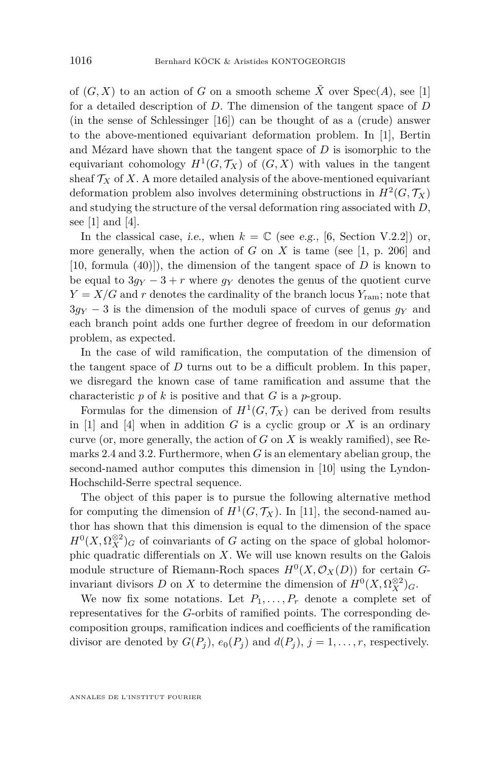of $(G, X)$ to an action of $G$ on a smooth scheme $\tilde{X}$ over $\mathrm{Spec}(A)$, see [1] for a detailed description of $D$. The dimension of the tangent space of $D$ (in the sense of Schlessinger [16]) can be thought of as a (crude) answer to the above-mentioned equivariant deformation problem. In [1], Bertin and Mézard have shown that the tangent space of $D$ is isomorphic to the equivariant cohomology $H^1(G, \mathcal{T}_X)$ of $(G, X)$ with values in the tangent sheaf $\mathcal{T}_X$ of $X$. A more detailed analysis of the above-mentioned equivariant deformation problem also involves determining obstructions in $H^2(G, \mathcal{T}_X)$ and studying the structure of the versal deformation ring associated with $D$, see [1] and [4].

In the classical case, *i.e.*, when $k = \mathbb{C}$ (see *e.g.*, [6, Section V.2.2]) or, more generally, when the action of $G$ on $X$ is tame (see [1, p. 206] and [10, formula (40)]), the dimension of the tangent space of $D$ is known to be equal to $3g_Y - 3 + r$ where $g_Y$ denotes the genus of the quotient curve $Y = X/G$ and $r$ denotes the cardinality of the branch locus $Y_{\mathrm{ram}}$; note that $3g_Y - 3$ is the dimension of the moduli space of curves of genus $g_Y$ and each branch point adds one further degree of freedom in our deformation problem, as expected.

In the case of wild ramification, the computation of the dimension of the tangent space of $D$ turns out to be a difficult problem. In this paper, we disregard the known case of tame ramification and assume that the characteristic $p$ of $k$ is positive and that $G$ is a $p$-group.

Formulas for the dimension of $H^1(G, \mathcal{T}_X)$ can be derived from results in [1] and [4] when in addition $G$ is a cyclic group or $X$ is an ordinary curve (or, more generally, the action of $G$ on $X$ is weakly ramified), see Remarks 2.4 and 3.2. Furthermore, when $G$ is an elementary abelian group, the second-named author computes this dimension in [10] using the Lyndon-Hochschild-Serre spectral sequence.

The object of this paper is to pursue the following alternative method for computing the dimension of $H^1(G, \mathcal{T}_X)$. In [11], the second-named author has shown that this dimension is equal to the dimension of the space $H^0(X, \Omega_X^{\otimes 2})_G$ of coinvariants of $G$ acting on the space of global holomorphic quadratic differentials on $X$. We will use known results on the Galois module structure of Riemann-Roch spaces $H^0(X, \mathcal{O}_X(D))$ for certain $G$-invariant divisors $D$ on $X$ to determine the dimension of $H^0(X, \Omega_X^{\otimes 2})_G$.

We now fix some notations. Let $P_1, \ldots, P_r$ denote a complete set of representatives for the $G$-orbits of ramified points. The corresponding decomposition groups, ramification indices and coefficients of the ramification divisor are denoted by $G(P_j)$, $e_0(P_j)$ and $d(P_j)$, $j = 1, \ldots, r$, respectively.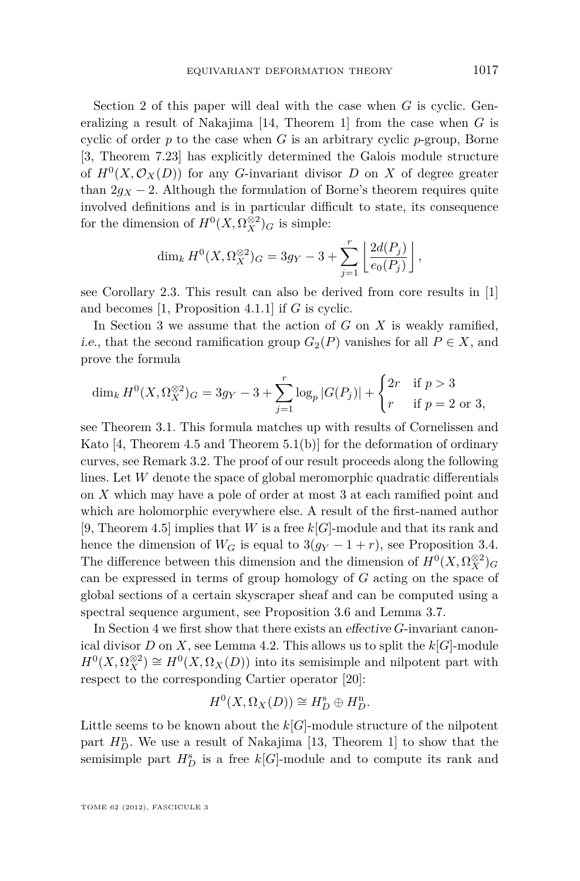Section 2 of this paper will deal with the case when $G$ is cyclic. Generalizing a result of Nakajima [14, Theorem 1] from the case when $G$ is cyclic of order $p$ to the case when $G$ is an arbitrary cyclic $p$-group, Borne [3, Theorem 7.23] has explicitly determined the Galois module structure of $H^0(X, \mathcal{O}_X(D))$ for any $G$-invariant divisor $D$ on $X$ of degree greater than $2g_X - 2$. Although the formulation of Borne's theorem requires quite involved definitions and is in particular difficult to state, its consequence for the dimension of $H^0(X, \Omega_X^{\otimes 2})_G$ is simple:

$$\dim_k H^0(X, \Omega_X^{\otimes 2})_G = 3g_Y - 3 + \sum_{j=1}^{r} \left\lfloor \frac{2d(P_j)}{e_0(P_j)} \right\rfloor,$$

see Corollary 2.3. This result can also be derived from core results in [1] and becomes [1, Proposition 4.1.1] if $G$ is cyclic.

In Section 3 we assume that the action of $G$ on $X$ is weakly ramified, *i.e.,* that the second ramification group $G_2(P)$ vanishes for all $P \in X$, and prove the formula

$$\dim_k H^0(X, \Omega_X^{\otimes 2})_G = 3g_Y - 3 + \sum_{j=1}^{r} \log_p |G(P_j)| + \begin{cases} 2r & \text{if } p > 3 \\ r & \text{if } p = 2 \text{ or } 3, \end{cases}$$

see Theorem 3.1. This formula matches up with results of Cornelissen and Kato [4, Theorem 4.5 and Theorem 5.1(b)] for the deformation of ordinary curves, see Remark 3.2. The proof of our result proceeds along the following lines. Let $W$ denote the space of global meromorphic quadratic differentials on $X$ which may have a pole of order at most 3 at each ramified point and which are holomorphic everywhere else. A result of the first-named author [9, Theorem 4.5] implies that $W$ is a free $k[G]$-module and that its rank and hence the dimension of $W_G$ is equal to $3(g_Y - 1 + r)$, see Proposition 3.4. The difference between this dimension and the dimension of $H^0(X, \Omega_X^{\otimes 2})_G$ can be expressed in terms of group homology of $G$ acting on the space of global sections of a certain skyscraper sheaf and can be computed using a spectral sequence argument, see Proposition 3.6 and Lemma 3.7.

In Section 4 we first show that there exists an *effective* $G$-invariant canonical divisor $D$ on $X$, see Lemma 4.2. This allows us to split the $k[G]$-module $H^0(X, \Omega_X^{\otimes 2}) \cong H^0(X, \Omega_X(D))$ into its semisimple and nilpotent part with respect to the corresponding Cartier operator [20]:

$$H^0(X, \Omega_X(D)) \cong H_D^{\mathrm{s}} \oplus H_D^{\mathrm{n}}.$$

Little seems to be known about the $k[G]$-module structure of the nilpotent part $H_D^{\mathrm{n}}$. We use a result of Nakajima [13, Theorem 1] to show that the semisimple part $H_D^{\mathrm{s}}$ is a free $k[G]$-module and to compute its rank and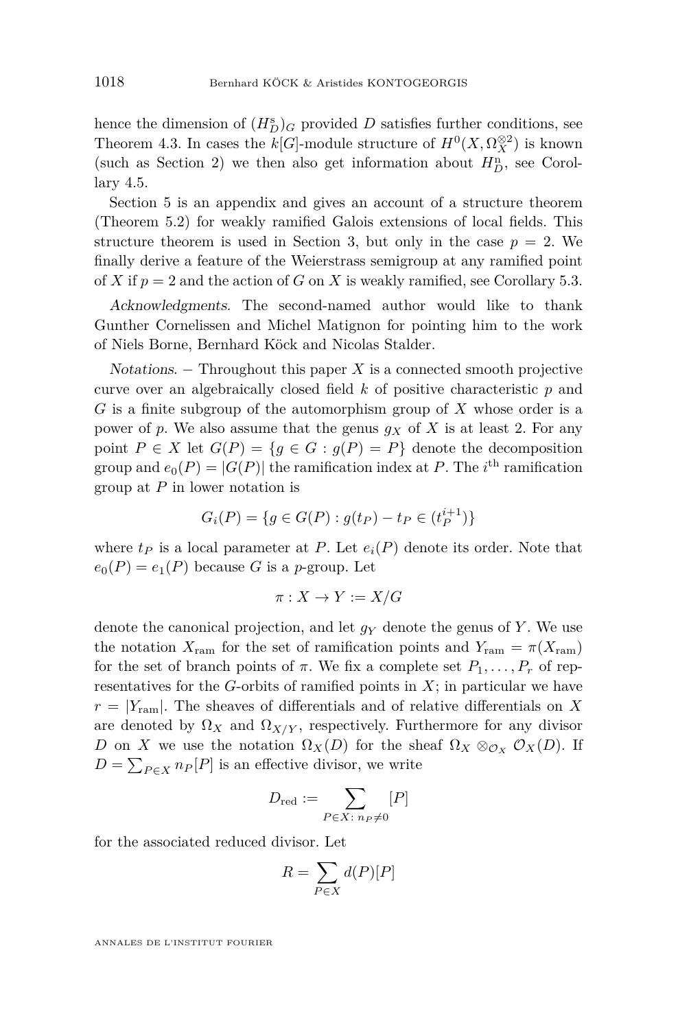hence the dimension of $(H_D^{\mathrm{s}})_G$ provided $D$ satisfies further conditions, see Theorem 4.3. In cases the $k[G]$-module structure of $H^0(X, \Omega_X^{\otimes 2})$ is known (such as Section 2) we then also get information about $H_D^{\mathrm{n}}$, see Corollary 4.5.

Section 5 is an appendix and gives an account of a structure theorem (Theorem 5.2) for weakly ramified Galois extensions of local fields. This structure theorem is used in Section 3, but only in the case $p = 2$. We finally derive a feature of the Weierstrass semigroup at any ramified point of $X$ if $p = 2$ and the action of $G$ on $X$ is weakly ramified, see Corollary 5.3.

*Acknowledgments.* The second-named author would like to thank Gunther Cornelissen and Michel Matignon for pointing him to the work of Niels Borne, Bernhard Köck and Nicolas Stalder.

*Notations.* – Throughout this paper $X$ is a connected smooth projective curve over an algebraically closed field $k$ of positive characteristic $p$ and $G$ is a finite subgroup of the automorphism group of $X$ whose order is a power of $p$. We also assume that the genus $g_X$ of $X$ is at least 2. For any point $P \in X$ let $G(P) = \{g \in G : g(P) = P\}$ denote the decomposition group and $e_0(P) = |G(P)|$ the ramification index at $P$. The $i^{\text{th}}$ ramification group at $P$ in lower notation is

$$G_i(P) = \{g \in G(P) : g(t_P) - t_P \in (t_P^{i+1})\}$$

where $t_P$ is a local parameter at $P$. Let $e_i(P)$ denote its order. Note that $e_0(P) = e_1(P)$ because $G$ is a $p$-group. Let

$$\pi : X \to Y := X/G$$

denote the canonical projection, and let $g_Y$ denote the genus of $Y$. We use the notation $X_{\mathrm{ram}}$ for the set of ramification points and $Y_{\mathrm{ram}} = \pi(X_{\mathrm{ram}})$ for the set of branch points of $\pi$. We fix a complete set $P_1, \ldots, P_r$ of representatives for the $G$-orbits of ramified points in $X$; in particular we have $r = |Y_{\mathrm{ram}}|$. The sheaves of differentials and of relative differentials on $X$ are denoted by $\Omega_X$ and $\Omega_{X/Y}$, respectively. Furthermore for any divisor $D$ on $X$ we use the notation $\Omega_X(D)$ for the sheaf $\Omega_X \otimes_{\mathcal{O}_X} \mathcal{O}_X(D)$. If $D = \sum_{P \in X} n_P[P]$ is an effective divisor, we write

$$D_{\mathrm{red}} := \sum_{P \in X:\, n_P \neq 0} [P]$$

for the associated reduced divisor. Let

$$R = \sum_{P \in X} d(P)[P]$$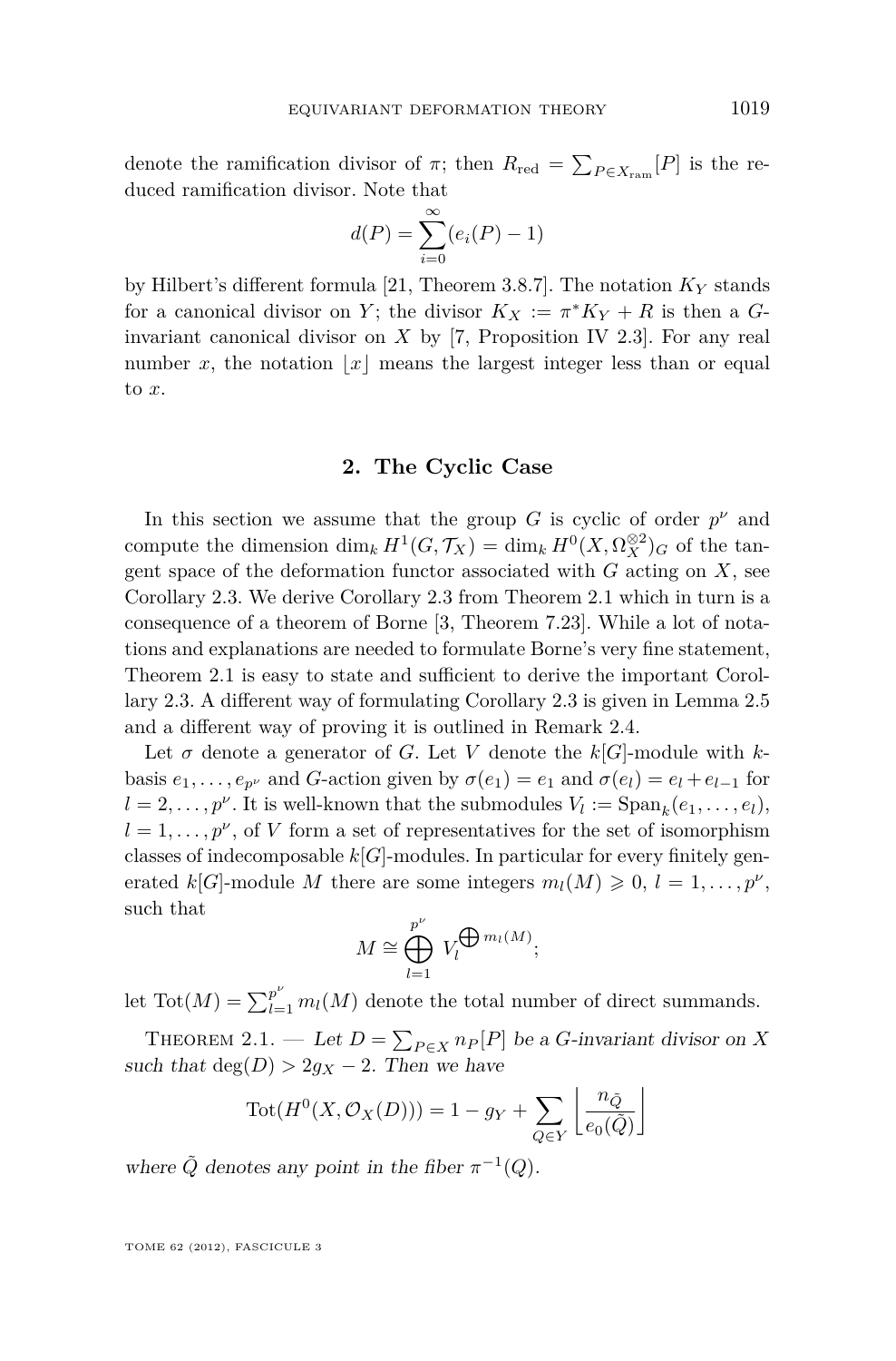denote the ramification divisor of $\pi$; then $R_{\mathrm{red}} = \sum_{P \in X_{\mathrm{ram}}} [P]$ is the reduced ramification divisor. Note that

$$d(P) = \sum_{i=0}^{\infty} (e_i(P) - 1)$$

by Hilbert's different formula [21, Theorem 3.8.7]. The notation $K_Y$ stands for a canonical divisor on $Y$; the divisor $K_X := \pi^* K_Y + R$ is then a $G$-invariant canonical divisor on $X$ by [7, Proposition IV 2.3]. For any real number $x$, the notation $\lfloor x \rfloor$ means the largest integer less than or equal to $x$.

## 2. The Cyclic Case

In this section we assume that the group $G$ is cyclic of order $p^\nu$ and compute the dimension $\dim_k H^1(G, \mathcal{T}_X) = \dim_k H^0(X, \Omega_X^{\otimes 2})_G$ of the tangent space of the deformation functor associated with $G$ acting on $X$, see Corollary 2.3. We derive Corollary 2.3 from Theorem 2.1 which in turn is a consequence of a theorem of Borne [3, Theorem 7.23]. While a lot of notations and explanations are needed to formulate Borne's very fine statement, Theorem 2.1 is easy to state and sufficient to derive the important Corollary 2.3. A different way of formulating Corollary 2.3 is given in Lemma 2.5 and a different way of proving it is outlined in Remark 2.4.

Let $\sigma$ denote a generator of $G$. Let $V$ denote the $k[G]$-module with $k$-basis $e_1, \ldots, e_{p^\nu}$ and $G$-action given by $\sigma(e_1) = e_1$ and $\sigma(e_l) = e_l + e_{l-1}$ for $l = 2, \ldots, p^\nu$. It is well-known that the submodules $V_l := \mathrm{Span}_k(e_1, \ldots, e_l)$, $l = 1, \ldots, p^\nu$, of $V$ form a set of representatives for the set of isomorphism classes of indecomposable $k[G]$-modules. In particular for every finitely generated $k[G]$-module $M$ there are some integers $m_l(M) \geqslant 0$, $l = 1, \ldots, p^\nu$, such that

$$M \cong \bigoplus_{l=1}^{p^\nu} V_l^{\bigoplus m_l(M)};$$

let $\mathrm{Tot}(M) = \sum_{l=1}^{p^\nu} m_l(M)$ denote the total number of direct summands.

Theorem 2.1. — *Let $D = \sum_{P \in X} n_P [P]$ be a $G$-invariant divisor on $X$ such that $\deg(D) > 2g_X - 2$. Then we have*

$$\mathrm{Tot}(H^0(X, \mathcal{O}_X(D))) = 1 - g_Y + \sum_{Q \in Y} \left\lfloor \frac{n_{\tilde{Q}}}{e_0(\tilde{Q})} \right\rfloor$$

*where $\tilde{Q}$ denotes any point in the fiber $\pi^{-1}(Q)$.*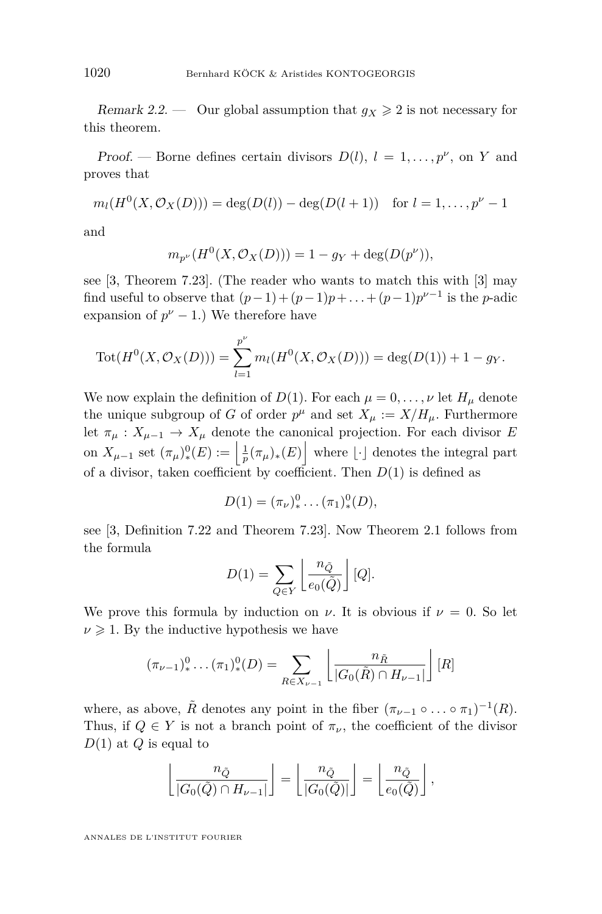*Remark 2.2.* — Our global assumption that $g_X \geqslant 2$ is not necessary for this theorem.

*Proof.* — Borne defines certain divisors $D(l)$, $l = 1, \dots, p^\nu$, on $Y$ and proves that

$$m_l(H^0(X, \mathcal{O}_X(D))) = \deg(D(l)) - \deg(D(l+1)) \quad \text{for } l = 1, \dots, p^\nu - 1$$

and

$$m_{p^\nu}(H^0(X, \mathcal{O}_X(D))) = 1 - g_Y + \deg(D(p^\nu)),$$

see [3, Theorem 7.23]. (The reader who wants to match this with [3] may find useful to observe that $(p-1) + (p-1)p + \dots + (p-1)p^{\nu-1}$ is the $p$-adic expansion of $p^\nu - 1$.) We therefore have

$$\mathrm{Tot}(H^0(X, \mathcal{O}_X(D))) = \sum_{l=1}^{p^\nu} m_l(H^0(X, \mathcal{O}_X(D))) = \deg(D(1)) + 1 - g_Y.$$

We now explain the definition of $D(1)$. For each $\mu = 0, \dots, \nu$ let $H_\mu$ denote the unique subgroup of $G$ of order $p^\mu$ and set $X_\mu := X/H_\mu$. Furthermore let $\pi_\mu : X_{\mu-1} \to X_\mu$ denote the canonical projection. For each divisor $E$ on $X_{\mu-1}$ set $(\pi_\mu)_*^0(E) := \left\lfloor \frac{1}{p}(\pi_\mu)_*(E) \right\rfloor$ where $\lfloor \cdot \rfloor$ denotes the integral part of a divisor, taken coefficient by coefficient. Then $D(1)$ is defined as

$$D(1) = (\pi_\nu)_*^0 \dots (\pi_1)_*^0(D),$$

see [3, Definition 7.22 and Theorem 7.23]. Now Theorem 2.1 follows from the formula

$$D(1) = \sum_{Q \in Y} \left\lfloor \frac{n_{\tilde{Q}}}{e_0(\tilde{Q})} \right\rfloor [Q].$$

We prove this formula by induction on $\nu$. It is obvious if $\nu = 0$. So let $\nu \geqslant 1$. By the inductive hypothesis we have

$$(\pi_{\nu-1})_*^0 \dots (\pi_1)_*^0(D) = \sum_{R \in X_{\nu-1}} \left\lfloor \frac{n_{\tilde{R}}}{|G_0(\tilde{R}) \cap H_{\nu-1}|} \right\rfloor [R]$$

where, as above, $\tilde{R}$ denotes any point in the fiber $(\pi_{\nu-1} \circ \dots \circ \pi_1)^{-1}(R)$. Thus, if $Q \in Y$ is not a branch point of $\pi_\nu$, the coefficient of the divisor $D(1)$ at $Q$ is equal to

$$\left\lfloor \frac{n_{\tilde{Q}}}{|G_0(\tilde{Q}) \cap H_{\nu-1}|} \right\rfloor = \left\lfloor \frac{n_{\tilde{Q}}}{|G_0(\tilde{Q})|} \right\rfloor = \left\lfloor \frac{n_{\tilde{Q}}}{e_0(\tilde{Q})} \right\rfloor,$$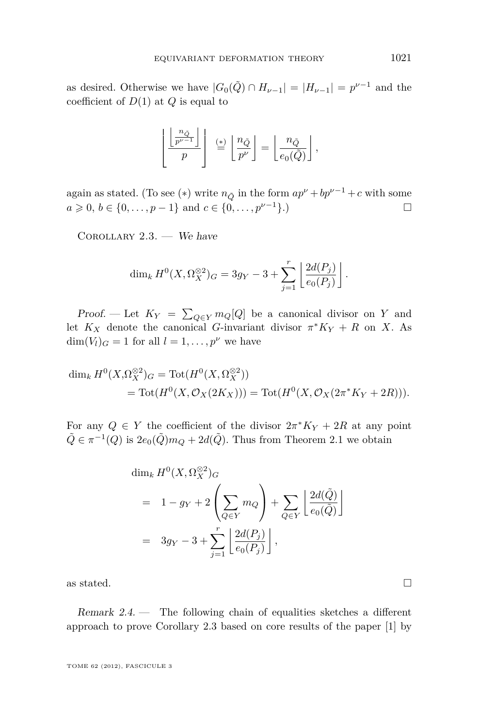as desired. Otherwise we have $|G_0(\tilde{Q}) \cap H_{\nu-1}| = |H_{\nu-1}| = p^{\nu-1}$ and the coefficient of $D(1)$ at $Q$ is equal to

$$\left\lfloor \frac{\left\lfloor \frac{n_{\tilde{Q}}}{p^{\nu-1}} \right\rfloor}{p} \right\rfloor \overset{(*)}{=} \left\lfloor \frac{n_{\tilde{Q}}}{p^{\nu}} \right\rfloor = \left\lfloor \frac{n_{\tilde{Q}}}{e_0(\tilde{Q})} \right\rfloor,$$

again as stated. (To see $(*)$ write $n_{\tilde{Q}}$ in the form $ap^{\nu} + bp^{\nu-1} + c$ with some $a \geqslant 0$, $b \in \{0, \ldots, p-1\}$ and $c \in \{0, \ldots, p^{\nu-1}\}$.) □

Corollary 2.3. — *We have*

$$\dim_k H^0(X, \Omega_X^{\otimes 2})_G = 3g_Y - 3 + \sum_{j=1}^{r} \left\lfloor \frac{2d(P_j)}{e_0(P_j)} \right\rfloor.$$

*Proof.* — Let $K_Y = \sum_{Q \in Y} m_Q[Q]$ be a canonical divisor on $Y$ and let $K_X$ denote the canonical $G$-invariant divisor $\pi^* K_Y + R$ on $X$. As $\dim(V_l)_G = 1$ for all $l = 1, \ldots, p^{\nu}$ we have

$$\begin{aligned}
\dim_k H^0(X, &\Omega_X^{\otimes 2})_G = \mathrm{Tot}(H^0(X, \Omega_X^{\otimes 2})) \\
&= \mathrm{Tot}(H^0(X, \mathcal{O}_X(2K_X))) = \mathrm{Tot}(H^0(X, \mathcal{O}_X(2\pi^* K_Y + 2R))).
\end{aligned}$$

For any $Q \in Y$ the coefficient of the divisor $2\pi^* K_Y + 2R$ at any point $\tilde{Q} \in \pi^{-1}(Q)$ is $2e_0(\tilde{Q})m_Q + 2d(\tilde{Q})$. Thus from Theorem 2.1 we obtain

$$\begin{aligned}
&\dim_k H^0(X, \Omega_X^{\otimes 2})_G \\
&\quad = \quad 1 - g_Y + 2\left(\sum_{Q \in Y} m_Q\right) + \sum_{Q \in Y} \left\lfloor \frac{2d(\tilde{Q})}{e_0(\tilde{Q})} \right\rfloor \\
&\quad = \quad 3g_Y - 3 + \sum_{j=1}^{r} \left\lfloor \frac{2d(P_j)}{e_0(P_j)} \right\rfloor,
\end{aligned}$$

as stated. □

*Remark 2.4.* — The following chain of equalities sketches a different approach to prove Corollary 2.3 based on core results of the paper [1] by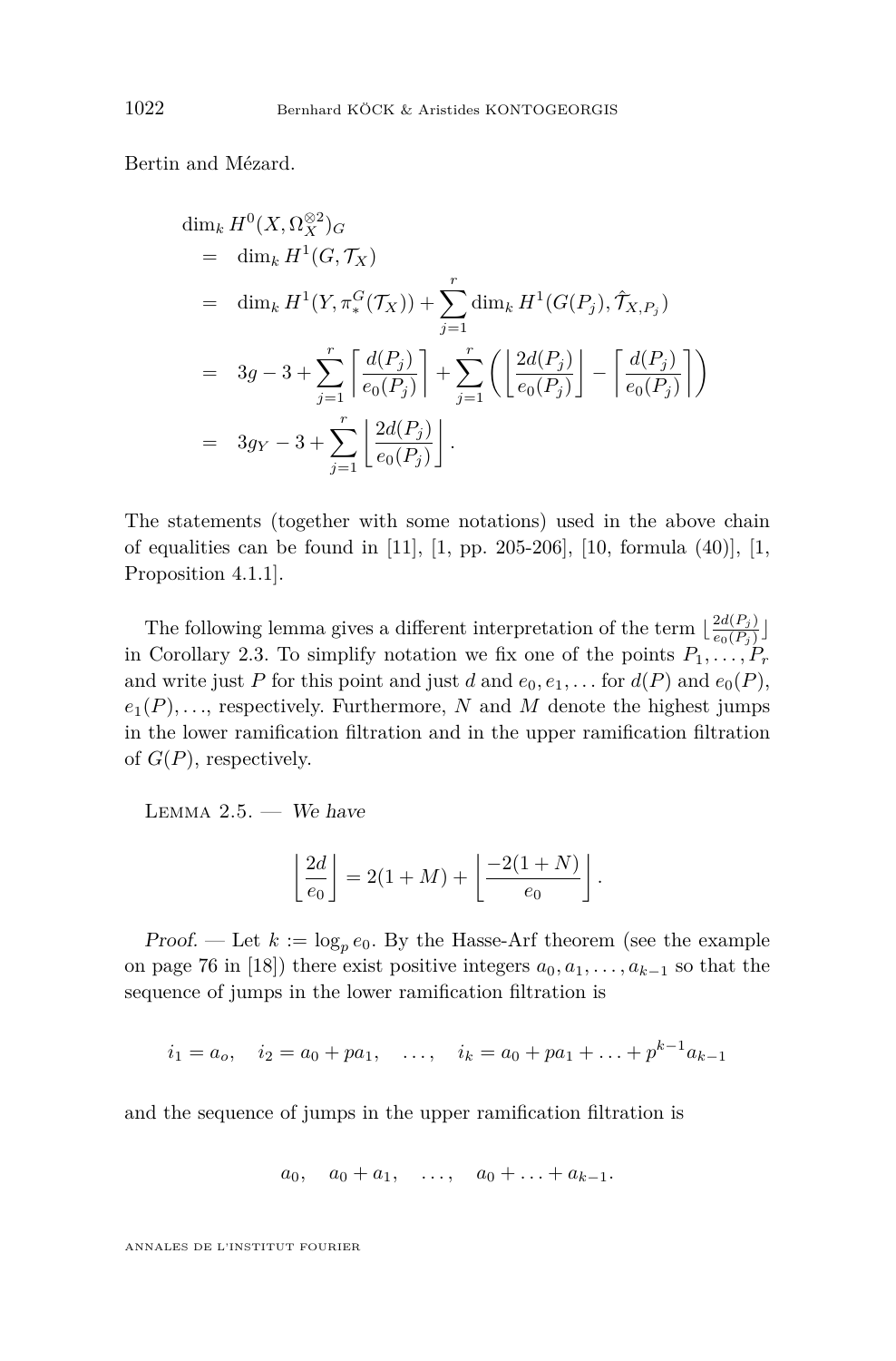Bertin and Mézard.

$$
\begin{aligned}
&\dim_k H^0(X, \Omega_X^{\otimes 2})_G \\
&\quad = \dim_k H^1(G, \mathcal{T}_X) \\
&\quad = \dim_k H^1(Y, \pi_*^G(\mathcal{T}_X)) + \sum_{j=1}^{r} \dim_k H^1(G(P_j), \hat{\mathcal{T}}_{X,P_j}) \\
&\quad = 3g - 3 + \sum_{j=1}^{r} \left\lceil \frac{d(P_j)}{e_0(P_j)} \right\rceil + \sum_{j=1}^{r} \left( \left\lfloor \frac{2d(P_j)}{e_0(P_j)} \right\rfloor - \left\lceil \frac{d(P_j)}{e_0(P_j)} \right\rceil \right) \\
&\quad = 3g_Y - 3 + \sum_{j=1}^{r} \left\lfloor \frac{2d(P_j)}{e_0(P_j)} \right\rfloor .
\end{aligned}
$$

The statements (together with some notations) used in the above chain of equalities can be found in [11], [1, pp. 205-206], [10, formula (40)], [1, Proposition 4.1.1].

The following lemma gives a different interpretation of the term $\lfloor \frac{2d(P_j)}{e_0(P_j)} \rfloor$ in Corollary 2.3. To simplify notation we fix one of the points $P_1, \ldots, P_r$ and write just $P$ for this point and just $d$ and $e_0, e_1, \ldots$ for $d(P)$ and $e_0(P)$, $e_1(P), \ldots$, respectively. Furthermore, $N$ and $M$ denote the highest jumps in the lower ramification filtration and in the upper ramification filtration of $G(P)$, respectively.

Lemma 2.5. — *We have*

$$
\left\lfloor \frac{2d}{e_0} \right\rfloor = 2(1+M) + \left\lfloor \frac{-2(1+N)}{e_0} \right\rfloor .
$$

*Proof.* — Let $k := \log_p e_0$. By the Hasse-Arf theorem (see the example on page 76 in [18]) there exist positive integers $a_0, a_1, \ldots, a_{k-1}$ so that the sequence of jumps in the lower ramification filtration is

$$
i_1 = a_o, \quad i_2 = a_0 + pa_1, \quad \ldots, \quad i_k = a_0 + pa_1 + \ldots + p^{k-1} a_{k-1}
$$

and the sequence of jumps in the upper ramification filtration is

$$
a_0, \quad a_0 + a_1, \quad \ldots, \quad a_0 + \ldots + a_{k-1}.
$$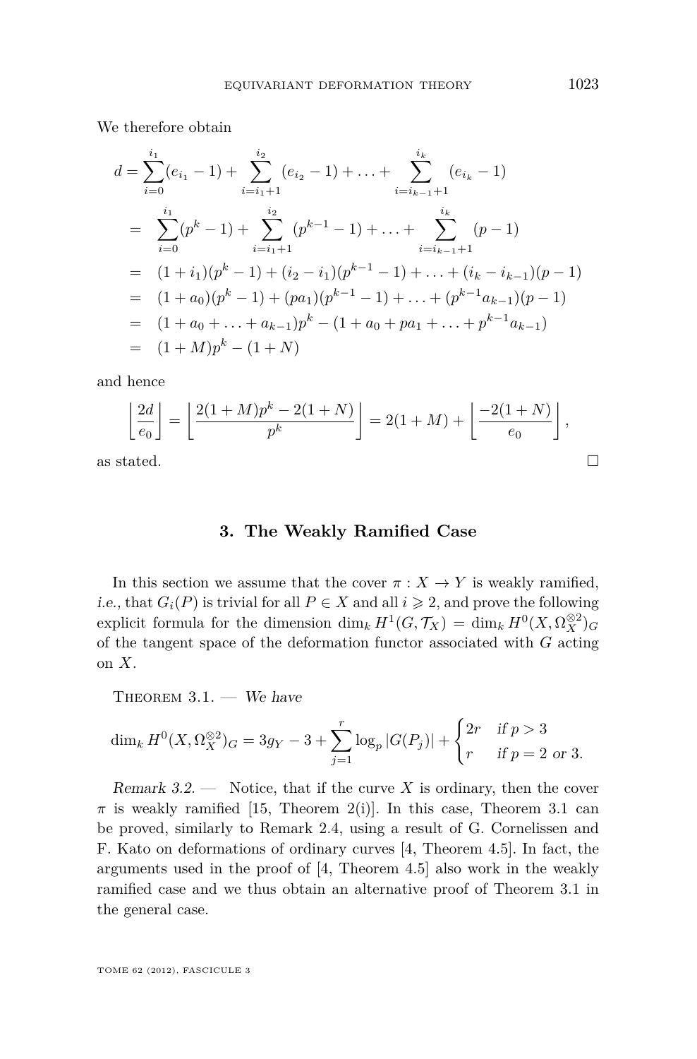We therefore obtain

$$
\begin{aligned}
d &= \sum_{i=0}^{i_1}(e_{i_1}-1) + \sum_{i=i_1+1}^{i_2}(e_{i_2}-1) + \ldots + \sum_{i=i_{k-1}+1}^{i_k}(e_{i_k}-1) \\
&= \sum_{i=0}^{i_1}(p^k-1) + \sum_{i=i_1+1}^{i_2}(p^{k-1}-1) + \ldots + \sum_{i=i_{k-1}+1}^{i_k}(p-1) \\
&= (1+i_1)(p^k-1) + (i_2-i_1)(p^{k-1}-1) + \ldots + (i_k-i_{k-1})(p-1) \\
&= (1+a_0)(p^k-1) + (pa_1)(p^{k-1}-1) + \ldots + (p^{k-1}a_{k-1})(p-1) \\
&= (1+a_0+\ldots+a_{k-1})p^k - (1+a_0+pa_1+\ldots+p^{k-1}a_{k-1}) \\
&= (1+M)p^k - (1+N)
\end{aligned}
$$

and hence

$$
\left\lfloor \frac{2d}{e_0} \right\rfloor = \left\lfloor \frac{2(1+M)p^k - 2(1+N)}{p^k} \right\rfloor = 2(1+M) + \left\lfloor \frac{-2(1+N)}{e_0} \right\rfloor,
$$

as stated. □

## 3. The Weakly Ramified Case

In this section we assume that the cover $\pi : X \to Y$ is weakly ramified, *i.e.,* that $G_i(P)$ is trivial for all $P \in X$ and all $i \geqslant 2$, and prove the following explicit formula for the dimension $\dim_k H^1(G, \mathcal{T}_X) = \dim_k H^0(X, \Omega_X^{\otimes 2})_G$ of the tangent space of the deformation functor associated with $G$ acting on $X$.

Theorem 3.1. — *We have*

$$
\dim_k H^0(X, \Omega_X^{\otimes 2})_G = 3g_Y - 3 + \sum_{j=1}^{r} \log_p |G(P_j)| + \begin{cases} 2r & \text{if } p > 3 \\ r & \text{if } p = 2 \text{ or } 3. \end{cases}
$$

*Remark 3.2.* — Notice, that if the curve $X$ is ordinary, then the cover $\pi$ is weakly ramified [15, Theorem 2(i)]. In this case, Theorem 3.1 can be proved, similarly to Remark 2.4, using a result of G. Cornelissen and F. Kato on deformations of ordinary curves [4, Theorem 4.5]. In fact, the arguments used in the proof of [4, Theorem 4.5] also work in the weakly ramified case and we thus obtain an alternative proof of Theorem 3.1 in the general case.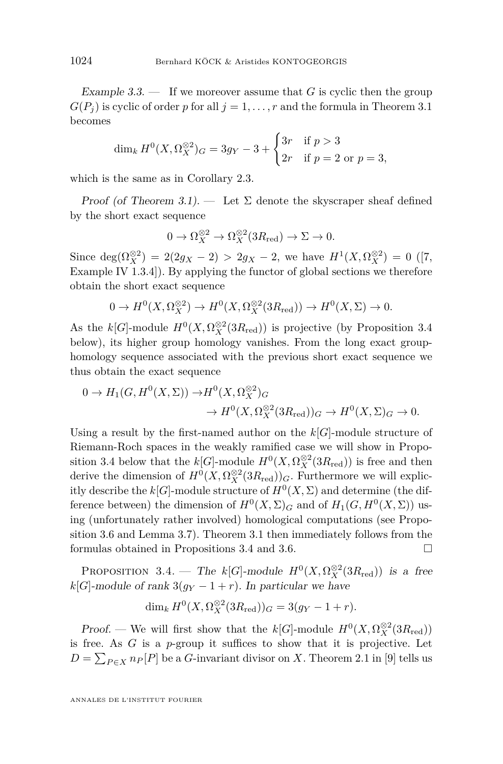*Example 3.3.* — If we moreover assume that $G$ is cyclic then the group $G(P_j)$ is cyclic of order $p$ for all $j = 1, \dots, r$ and the formula in Theorem 3.1 becomes

$$\dim_k H^0(X, \Omega_X^{\otimes 2})_G = 3g_Y - 3 + \begin{cases} 3r & \text{if } p > 3 \\ 2r & \text{if } p = 2 \text{ or } p = 3, \end{cases}$$

which is the same as in Corollary 2.3.

*Proof (of Theorem 3.1).* — Let $\Sigma$ denote the skyscraper sheaf defined by the short exact sequence

$$0 \to \Omega_X^{\otimes 2} \to \Omega_X^{\otimes 2}(3R_{\mathrm{red}}) \to \Sigma \to 0.$$

Since $\deg(\Omega_X^{\otimes 2}) = 2(2g_X - 2) > 2g_X - 2$, we have $H^1(X, \Omega_X^{\otimes 2}) = 0$ ([7, Example IV 1.3.4]). By applying the functor of global sections we therefore obtain the short exact sequence

$$0 \to H^0(X, \Omega_X^{\otimes 2}) \to H^0(X, \Omega_X^{\otimes 2}(3R_{\mathrm{red}})) \to H^0(X, \Sigma) \to 0.$$

As the $k[G]$-module $H^0(X, \Omega_X^{\otimes 2}(3R_{\mathrm{red}}))$ is projective (by Proposition 3.4 below), its higher group homology vanishes. From the long exact group-homology sequence associated with the previous short exact sequence we thus obtain the exact sequence

$$\begin{aligned} 0 \to H_1(G, H^0(X, \Sigma)) \to & H^0(X, \Omega_X^{\otimes 2})_G \\ & \to H^0(X, \Omega_X^{\otimes 2}(3R_{\mathrm{red}}))_G \to H^0(X, \Sigma)_G \to 0. \end{aligned}$$

Using a result by the first-named author on the $k[G]$-module structure of Riemann-Roch spaces in the weakly ramified case we will show in Proposition 3.4 below that the $k[G]$-module $H^0(X, \Omega_X^{\otimes 2}(3R_{\mathrm{red}}))$ is free and then derive the dimension of $H^0(X, \Omega_X^{\otimes 2}(3R_{\mathrm{red}}))_G$. Furthermore we will explicitly describe the $k[G]$-module structure of $H^0(X, \Sigma)$ and determine (the difference between) the dimension of $H^0(X, \Sigma)_G$ and of $H_1(G, H^0(X, \Sigma))$ using (unfortunately rather involved) homological computations (see Proposition 3.6 and Lemma 3.7). Theorem 3.1 then immediately follows from the formulas obtained in Propositions 3.4 and 3.6. □

Proposition 3.4. — *The $k[G]$-module $H^0(X, \Omega_X^{\otimes 2}(3R_{\mathrm{red}}))$ is a free $k[G]$-module of rank $3(g_Y - 1 + r)$. In particular we have*

$$\dim_k H^0(X, \Omega_X^{\otimes 2}(3R_{\mathrm{red}}))_G = 3(g_Y - 1 + r).$$

*Proof.* — We will first show that the $k[G]$-module $H^0(X, \Omega_X^{\otimes 2}(3R_{\mathrm{red}}))$ is free. As $G$ is a $p$-group it suffices to show that it is projective. Let $D = \sum_{P \in X} n_P[P]$ be a $G$-invariant divisor on $X$. Theorem 2.1 in [9] tells us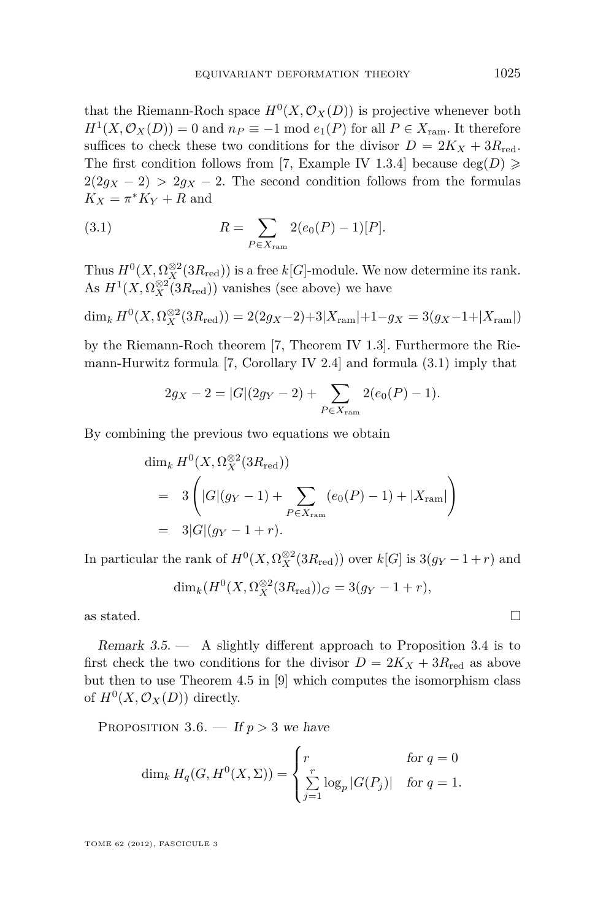that the Riemann-Roch space $H^0(X, \mathcal{O}_X(D))$ is projective whenever both $H^1(X, \mathcal{O}_X(D)) = 0$ and $n_P \equiv -1 \bmod e_1(P)$ for all $P \in X_{\mathrm{ram}}$. It therefore suffices to check these two conditions for the divisor $D = 2K_X + 3R_{\mathrm{red}}$. The first condition follows from [7, Example IV 1.3.4] because $\deg(D) \geqslant 2(2g_X - 2) > 2g_X - 2$. The second condition follows from the formulas $K_X = \pi^* K_Y + R$ and

$$R = \sum_{P \in X_{\mathrm{ram}}} 2(e_0(P) - 1)[P]. \tag{3.1}$$

Thus $H^0(X, \Omega_X^{\otimes 2}(3R_{\mathrm{red}}))$ is a free $k[G]$-module. We now determine its rank. As $H^1(X, \Omega_X^{\otimes 2}(3R_{\mathrm{red}}))$ vanishes (see above) we have

$$\dim_k H^0(X, \Omega_X^{\otimes 2}(3R_{\mathrm{red}})) = 2(2g_X - 2) + 3|X_{\mathrm{ram}}| + 1 - g_X = 3(g_X - 1 + |X_{\mathrm{ram}}|)$$

by the Riemann-Roch theorem [7, Theorem IV 1.3]. Furthermore the Riemann-Hurwitz formula [7, Corollary IV 2.4] and formula (3.1) imply that

$$2g_X - 2 = |G|(2g_Y - 2) + \sum_{P \in X_{\mathrm{ram}}} 2(e_0(P) - 1).$$

By combining the previous two equations we obtain

$$\begin{aligned}
&\dim_k H^0(X, \Omega_X^{\otimes 2}(3R_{\mathrm{red}})) \\
&\quad = 3\left(|G|(g_Y - 1) + \sum_{P \in X_{\mathrm{ram}}} (e_0(P) - 1) + |X_{\mathrm{ram}}|\right) \\
&\quad = 3|G|(g_Y - 1 + r).
\end{aligned}$$

In particular the rank of $H^0(X, \Omega_X^{\otimes 2}(3R_{\mathrm{red}}))$ over $k[G]$ is $3(g_Y - 1 + r)$ and

$$\dim_k (H^0(X, \Omega_X^{\otimes 2}(3R_{\mathrm{red}}))_G = 3(g_Y - 1 + r),$$

as stated. $\square$

*Remark 3.5.* — A slightly different approach to Proposition 3.4 is to first check the two conditions for the divisor $D = 2K_X + 3R_{\mathrm{red}}$ as above but then to use Theorem 4.5 in [9] which computes the isomorphism class of $H^0(X, \mathcal{O}_X(D))$ directly.

Proposition 3.6. — *If $p > 3$ we have*

$$\dim_k H_q(G, H^0(X, \Sigma)) = \begin{cases} r & \text{for } q = 0 \\ \sum_{j=1}^{r} \log_p |G(P_j)| & \text{for } q = 1. \end{cases}$$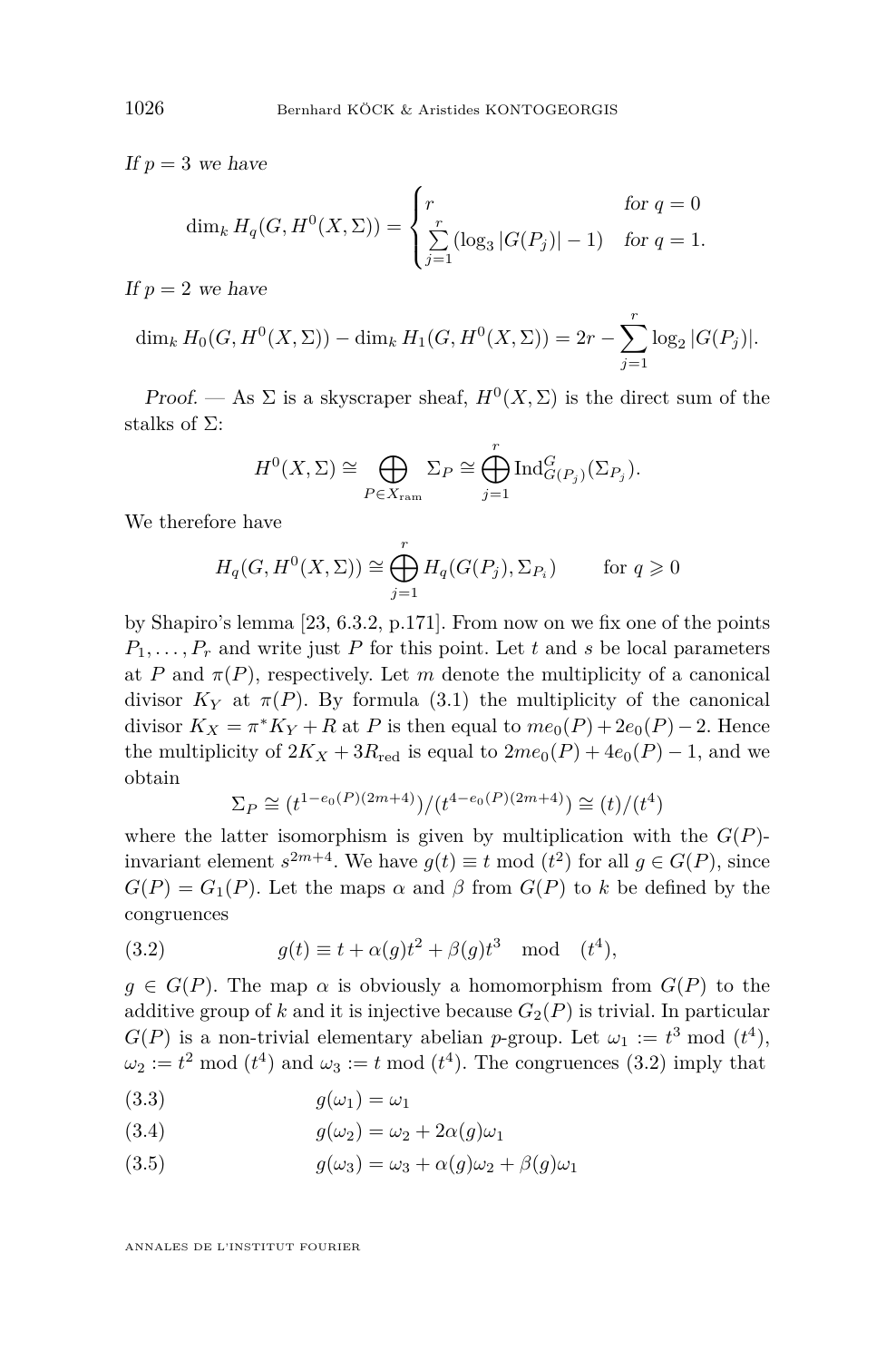*If $p = 3$ we have*

$$\dim_k H_q(G, H^0(X, \Sigma)) = \begin{cases} r & \text{for } q = 0 \\ \sum_{j=1}^{r} (\log_3 |G(P_j)| - 1) & \text{for } q = 1. \end{cases}$$

*If $p = 2$ we have*

$$\dim_k H_0(G, H^0(X, \Sigma)) - \dim_k H_1(G, H^0(X, \Sigma)) = 2r - \sum_{j=1}^{r} \log_2 |G(P_j)|.$$

*Proof.* — As $\Sigma$ is a skyscraper sheaf, $H^0(X, \Sigma)$ is the direct sum of the stalks of $\Sigma$:

$$H^0(X, \Sigma) \cong \bigoplus_{P \in X_{\mathrm{ram}}} \Sigma_P \cong \bigoplus_{j=1}^{r} \mathrm{Ind}_{G(P_j)}^{G}(\Sigma_{P_j}).$$

We therefore have

$$H_q(G, H^0(X, \Sigma)) \cong \bigoplus_{j=1}^{r} H_q(G(P_j), \Sigma_{P_i}) \qquad \text{for } q \geqslant 0$$

by Shapiro's lemma [23, 6.3.2, p.171]. From now on we fix one of the points $P_1, \ldots, P_r$ and write just $P$ for this point. Let $t$ and $s$ be local parameters at $P$ and $\pi(P)$, respectively. Let $m$ denote the multiplicity of a canonical divisor $K_Y$ at $\pi(P)$. By formula (3.1) the multiplicity of the canonical divisor $K_X = \pi^* K_Y + R$ at $P$ is then equal to $me_0(P) + 2e_0(P) - 2$. Hence the multiplicity of $2K_X + 3R_{\mathrm{red}}$ is equal to $2me_0(P) + 4e_0(P) - 1$, and we obtain

$$\Sigma_P \cong (t^{1 - e_0(P)(2m+4)})/(t^{4 - e_0(P)(2m+4)}) \cong (t)/(t^4)$$

where the latter isomorphism is given by multiplication with the $G(P)$-invariant element $s^{2m+4}$. We have $g(t) \equiv t \bmod (t^2)$ for all $g \in G(P)$, since $G(P) = G_1(P)$. Let the maps $\alpha$ and $\beta$ from $G(P)$ to $k$ be defined by the congruences

$$g(t) \equiv t + \alpha(g) t^2 + \beta(g) t^3 \mod (t^4), \tag{3.2}$$

$g \in G(P)$. The map $\alpha$ is obviously a homomorphism from $G(P)$ to the additive group of $k$ and it is injective because $G_2(P)$ is trivial. In particular $G(P)$ is a non-trivial elementary abelian $p$-group. Let $\omega_1 := t^3 \bmod (t^4)$, $\omega_2 := t^2 \bmod (t^4)$ and $\omega_3 := t \bmod (t^4)$. The congruences (3.2) imply that

$$g(\omega_1) = \omega_1 \tag{3.3}$$

$$g(\omega_2) = \omega_2 + 2\alpha(g)\omega_1 \tag{3.4}$$

$$g(\omega_3) = \omega_3 + \alpha(g)\omega_2 + \beta(g)\omega_1 \tag{3.5}$$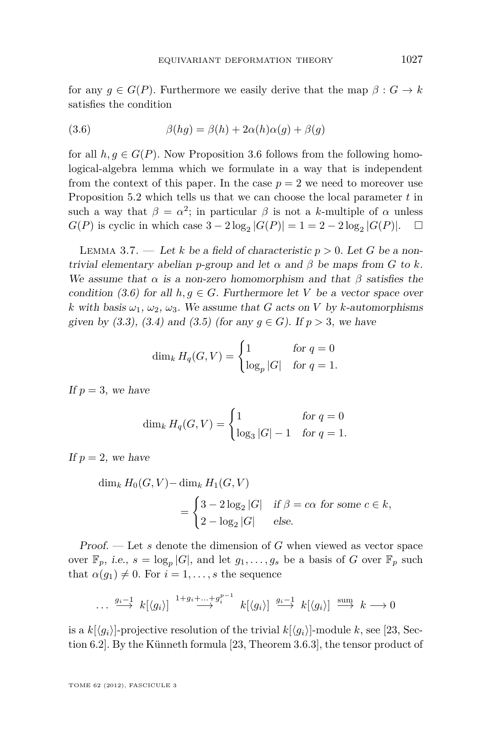for any $g \in G(P)$. Furthermore we easily derive that the map $\beta : G \to k$ satisfies the condition

$$\beta(hg) = \beta(h) + 2\alpha(h)\alpha(g) + \beta(g) \tag{3.6}$$

for all $h, g \in G(P)$. Now Proposition 3.6 follows from the following homological-algebra lemma which we formulate in a way that is independent from the context of this paper. In the case $p = 2$ we need to moreover use Proposition 5.2 which tells us that we can choose the local parameter $t$ in such a way that $\beta = \alpha^2$; in particular $\beta$ is not a $k$-multiple of $\alpha$ unless $G(P)$ is cyclic in which case $3 - 2\log_2 |G(P)| = 1 = 2 - 2\log_2 |G(P)|$. $\square$

Lemma 3.7. — *Let $k$ be a field of characteristic $p > 0$. Let $G$ be a non-trivial elementary abelian $p$-group and let $\alpha$ and $\beta$ be maps from $G$ to $k$. We assume that $\alpha$ is a non-zero homomorphism and that $\beta$ satisfies the condition (3.6) for all $h, g \in G$. Furthermore let $V$ be a vector space over $k$ with basis $\omega_1$, $\omega_2$, $\omega_3$. We assume that $G$ acts on $V$ by $k$-automorphisms given by (3.3), (3.4) and (3.5) (for any $g \in G$). If $p > 3$, we have*

$$\dim_k H_q(G, V) = \begin{cases} 1 & \text{for } q = 0 \\ \log_p |G| & \text{for } q = 1. \end{cases}$$

*If $p = 3$, we have*

$$\dim_k H_q(G, V) = \begin{cases} 1 & \text{for } q = 0 \\ \log_3 |G| - 1 & \text{for } q = 1. \end{cases}$$

*If $p = 2$, we have*

$$\dim_k H_0(G, V) - \dim_k H_1(G, V) = \begin{cases} 3 - 2\log_2 |G| & \text{if } \beta = c\alpha \text{ for some } c \in k, \\ 2 - \log_2 |G| & \text{else.} \end{cases}$$

*Proof.* — Let $s$ denote the dimension of $G$ when viewed as vector space over $\mathbb{F}_p$, *i.e.*, $s = \log_p |G|$, and let $g_1, \ldots, g_s$ be a basis of $G$ over $\mathbb{F}_p$ such that $\alpha(g_1) \neq 0$. For $i = 1, \ldots, s$ the sequence

$$\ldots \xrightarrow{g_i - 1} k[\langle g_i \rangle] \xrightarrow{1 + g_i + \ldots + g_i^{p-1}} k[\langle g_i \rangle] \xrightarrow{g_i - 1} k[\langle g_i \rangle] \xrightarrow{\text{sum}} k \longrightarrow 0$$

is a $k[\langle g_i \rangle]$-projective resolution of the trivial $k[\langle g_i \rangle]$-module $k$, see [23, Section 6.2]. By the Künneth formula [23, Theorem 3.6.3], the tensor product of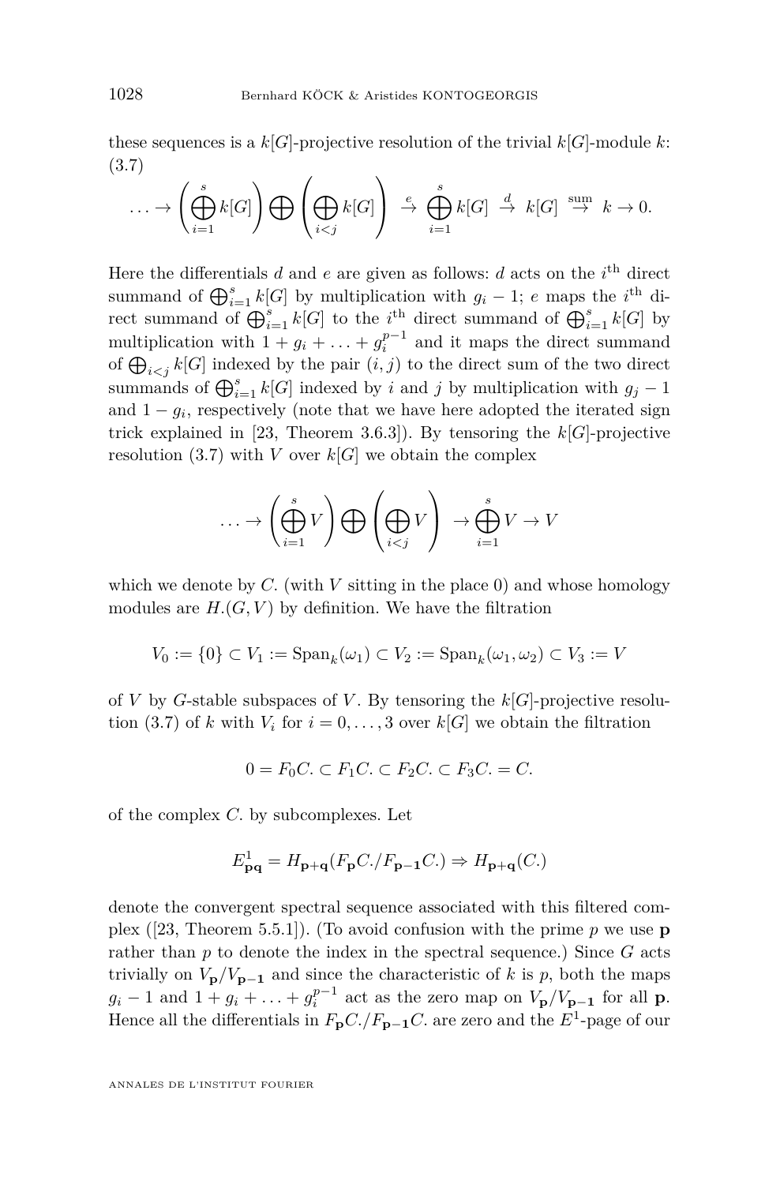these sequences is a $k[G]$-projective resolution of the trivial $k[G]$-module $k$:
(3.7)

$$\ldots \to \left(\bigoplus_{i=1}^{s} k[G]\right) \bigoplus \left(\bigoplus_{i<j} k[G]\right) \stackrel{e}{\to} \bigoplus_{i=1}^{s} k[G] \stackrel{d}{\to} k[G] \stackrel{\text{sum}}{\to} k \to 0.$$

Here the differentials $d$ and $e$ are given as follows: $d$ acts on the $i^{\text{th}}$ direct summand of $\bigoplus_{i=1}^{s} k[G]$ by multiplication with $g_i - 1$; $e$ maps the $i^{\text{th}}$ direct summand of $\bigoplus_{i=1}^{s} k[G]$ to the $i^{\text{th}}$ direct summand of $\bigoplus_{i=1}^{s} k[G]$ by multiplication with $1 + g_i + \ldots + g_i^{p-1}$ and it maps the direct summand of $\bigoplus_{i<j} k[G]$ indexed by the pair $(i,j)$ to the direct sum of the two direct summands of $\bigoplus_{i=1}^{s} k[G]$ indexed by $i$ and $j$ by multiplication with $g_j - 1$ and $1 - g_i$, respectively (note that we have here adopted the iterated sign trick explained in [23, Theorem 3.6.3]). By tensoring the $k[G]$-projective resolution (3.7) with $V$ over $k[G]$ we obtain the complex

$$\ldots \to \left(\bigoplus_{i=1}^{s} V\right) \bigoplus \left(\bigoplus_{i<j} V\right) \to \bigoplus_{i=1}^{s} V \to V$$

which we denote by $C.$ (with $V$ sitting in the place 0) and whose homology modules are $H.(G,V)$ by definition. We have the filtration

$$V_0 := \{0\} \subset V_1 := \operatorname{Span}_k(\omega_1) \subset V_2 := \operatorname{Span}_k(\omega_1, \omega_2) \subset V_3 := V$$

of $V$ by $G$-stable subspaces of $V$. By tensoring the $k[G]$-projective resolution (3.7) of $k$ with $V_i$ for $i = 0, \ldots, 3$ over $k[G]$ we obtain the filtration

$$0 = F_0C. \subset F_1C. \subset F_2C. \subset F_3C. = C.$$

of the complex $C.$ by subcomplexes. Let

$$E^1_{\mathbf{pq}} = H_{\mathbf{p}+\mathbf{q}}(F_{\mathbf{p}}C./F_{\mathbf{p}-\mathbf{1}}C.) \Rightarrow H_{\mathbf{p}+\mathbf{q}}(C.)$$

denote the convergent spectral sequence associated with this filtered complex ([23, Theorem 5.5.1]). (To avoid confusion with the prime $p$ we use $\mathbf{p}$ rather than $p$ to denote the index in the spectral sequence.) Since $G$ acts trivially on $V_{\mathbf{p}}/V_{\mathbf{p}-\mathbf{1}}$ and since the characteristic of $k$ is $p$, both the maps $g_i - 1$ and $1 + g_i + \ldots + g_i^{p-1}$ act as the zero map on $V_{\mathbf{p}}/V_{\mathbf{p}-\mathbf{1}}$ for all $\mathbf{p}$. Hence all the differentials in $F_{\mathbf{p}}C./F_{\mathbf{p}-\mathbf{1}}C.$ are zero and the $E^1$-page of our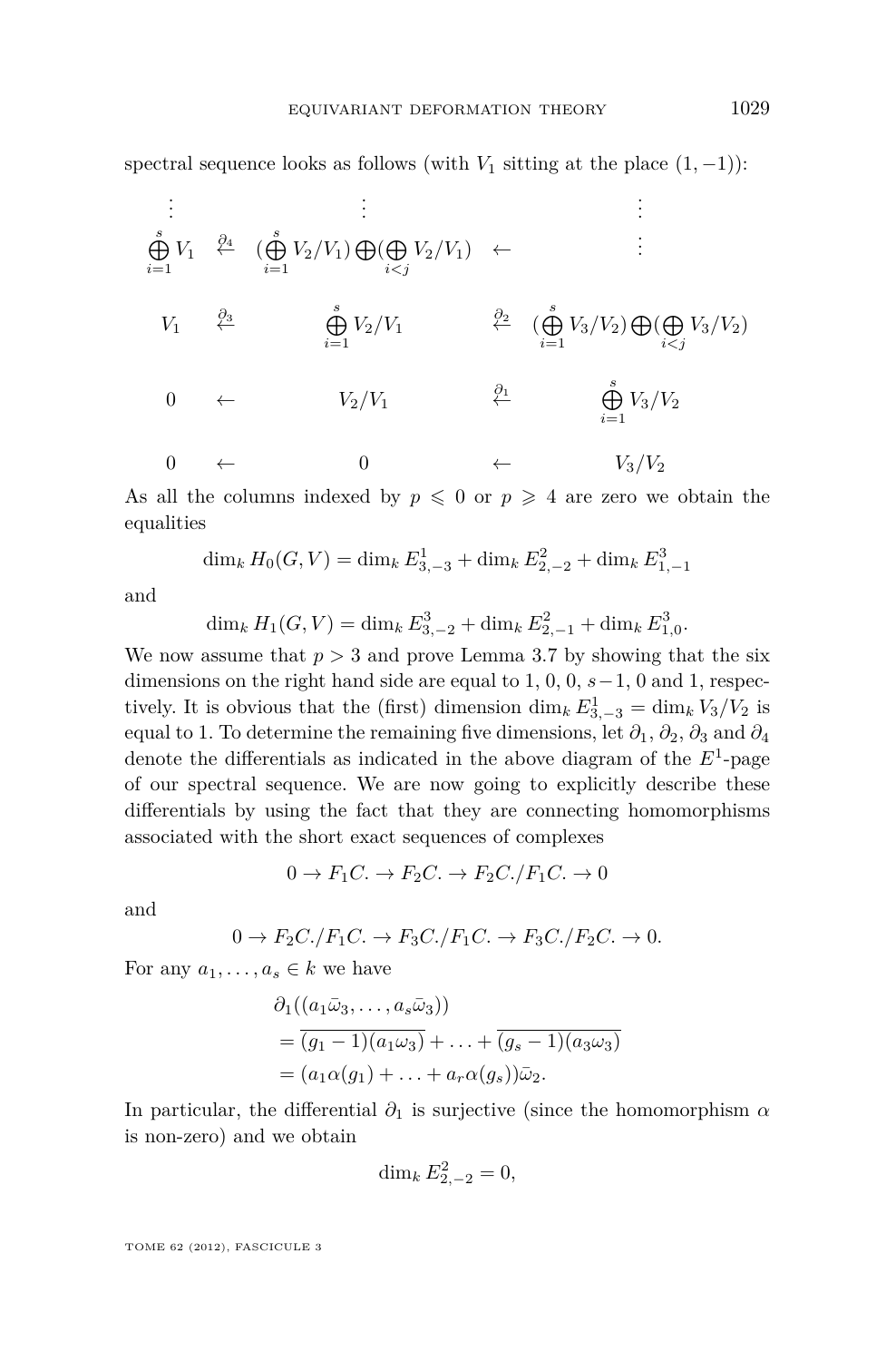spectral sequence looks as follows (with $V_1$ sitting at the place $(1,-1)$):

$$
\begin{array}{ccccc}
\vdots & & \vdots & & \vdots \\
\bigoplus_{i=1}^{s} V_1 & \overset{\partial_4}{\leftarrow} & (\bigoplus_{i=1}^{s} V_2/V_1)\bigoplus(\bigoplus_{i<j} V_2/V_1) & \leftarrow & \vdots \\
V_1 & \overset{\partial_3}{\leftarrow} & \bigoplus_{i=1}^{s} V_2/V_1 & \overset{\partial_2}{\leftarrow} & (\bigoplus_{i=1}^{s} V_3/V_2)\bigoplus(\bigoplus_{i<j} V_3/V_2) \\
0 & \leftarrow & V_2/V_1 & \overset{\partial_1}{\leftarrow} & \bigoplus_{i=1}^{s} V_3/V_2 \\
0 & \leftarrow & 0 & \leftarrow & V_3/V_2
\end{array}
$$

As all the columns indexed by $p \leqslant 0$ or $p \geqslant 4$ are zero we obtain the equalities

$$\dim_k H_0(G,V) = \dim_k E^1_{3,-3} + \dim_k E^2_{2,-2} + \dim_k E^3_{1,-1}$$

and

$$\dim_k H_1(G,V) = \dim_k E^3_{3,-2} + \dim_k E^2_{2,-1} + \dim_k E^3_{1,0}.$$

We now assume that $p > 3$ and prove Lemma 3.7 by showing that the six dimensions on the right hand side are equal to 1, 0, 0, $s-1$, 0 and 1, respectively. It is obvious that the (first) dimension $\dim_k E^1_{3,-3} = \dim_k V_3/V_2$ is equal to 1. To determine the remaining five dimensions, let $\partial_1$, $\partial_2$, $\partial_3$ and $\partial_4$ denote the differentials as indicated in the above diagram of the $E^1$-page of our spectral sequence. We are now going to explicitly describe these differentials by using the fact that they are connecting homomorphisms associated with the short exact sequences of complexes

$$0 \to F_1C. \to F_2C. \to F_2C./F_1C. \to 0$$

and

$$0 \to F_2C./F_1C. \to F_3C./F_1C. \to F_3C./F_2C. \to 0.$$

For any $a_1, \ldots, a_s \in k$ we have

$$
\begin{aligned}
&\partial_1((a_1\bar{\omega}_3, \ldots, a_s\bar{\omega}_3)) \\
&= \overline{(g_1 - 1)(a_1\omega_3)} + \ldots + \overline{(g_s - 1)(a_3\omega_3)} \\
&= (a_1\alpha(g_1) + \ldots + a_r\alpha(g_s))\bar{\omega}_2.
\end{aligned}
$$

In particular, the differential $\partial_1$ is surjective (since the homomorphism $\alpha$ is non-zero) and we obtain

$$\dim_k E^2_{2,-2} = 0,$$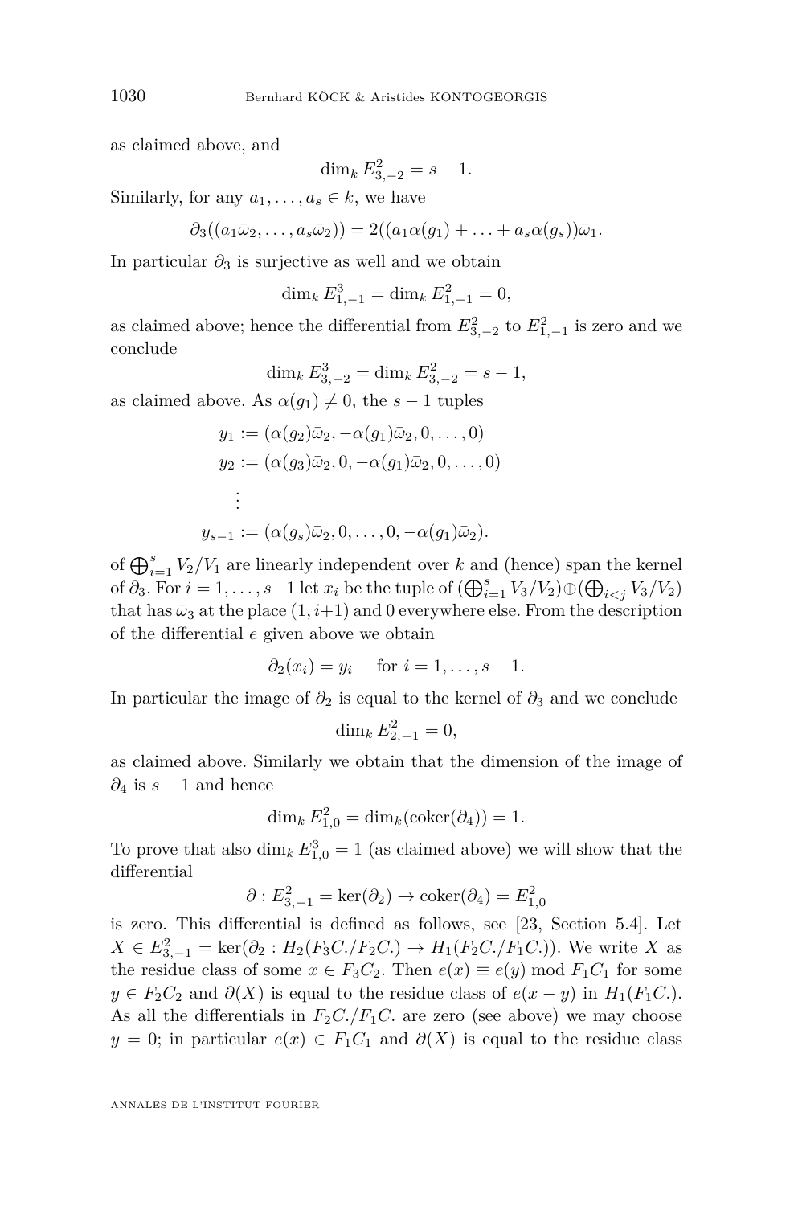as claimed above, and

$$\dim_k E^2_{3,-2} = s - 1.$$

Similarly, for any $a_1, \ldots, a_s \in k$, we have

$$\partial_3((a_1\bar{\omega}_2, \ldots, a_s\bar{\omega}_2)) = 2((a_1\alpha(g_1) + \ldots + a_s\alpha(g_s))\bar{\omega}_1.$$

In particular $\partial_3$ is surjective as well and we obtain

$$\dim_k E^3_{1,-1} = \dim_k E^2_{1,-1} = 0,$$

as claimed above; hence the differential from $E^2_{3,-2}$ to $E^2_{1,-1}$ is zero and we conclude

$$\dim_k E^3_{3,-2} = \dim_k E^2_{3,-2} = s - 1,$$

as claimed above. As $\alpha(g_1) \neq 0$, the $s-1$ tuples

$$\begin{aligned}
y_1 &:= (\alpha(g_2)\bar{\omega}_2, -\alpha(g_1)\bar{\omega}_2, 0, \ldots, 0)\\
y_2 &:= (\alpha(g_3)\bar{\omega}_2, 0, -\alpha(g_1)\bar{\omega}_2, 0, \ldots, 0)\\
&\ \vdots\\
y_{s-1} &:= (\alpha(g_s)\bar{\omega}_2, 0, \ldots, 0, -\alpha(g_1)\bar{\omega}_2).
\end{aligned}$$

of $\bigoplus_{i=1}^s V_2/V_1$ are linearly independent over $k$ and (hence) span the kernel of $\partial_3$. For $i = 1, \ldots, s-1$ let $x_i$ be the tuple of $(\bigoplus_{i=1}^s V_3/V_2) \oplus (\bigoplus_{i<j} V_3/V_2)$ that has $\bar{\omega}_3$ at the place $(1, i+1)$ and $0$ everywhere else. From the description of the differential $e$ given above we obtain

$$\partial_2(x_i) = y_i \quad \text{ for } i = 1, \ldots, s-1.$$

In particular the image of $\partial_2$ is equal to the kernel of $\partial_3$ and we conclude

$$\dim_k E^2_{2,-1} = 0,$$

as claimed above. Similarly we obtain that the dimension of the image of $\partial_4$ is $s-1$ and hence

$$\dim_k E^2_{1,0} = \dim_k(\operatorname{coker}(\partial_4)) = 1.$$

To prove that also $\dim_k E^3_{1,0} = 1$ (as claimed above) we will show that the differential

$$\partial : E^2_{3,-1} = \ker(\partial_2) \to \operatorname{coker}(\partial_4) = E^2_{1,0}$$

is zero. This differential is defined as follows, see [23, Section 5.4]. Let $X \in E^2_{3,-1} = \ker(\partial_2 : H_2(F_3C./F_2C.) \to H_1(F_2C./F_1C.))$. We write $X$ as the residue class of some $x \in F_3C_2$. Then $e(x) \equiv e(y) \bmod F_1C_1$ for some $y \in F_2C_2$ and $\partial(X)$ is equal to the residue class of $e(x-y)$ in $H_1(F_1C.)$. As all the differentials in $F_2C./F_1C.$ are zero (see above) we may choose $y = 0$; in particular $e(x) \in F_1C_1$ and $\partial(X)$ is equal to the residue class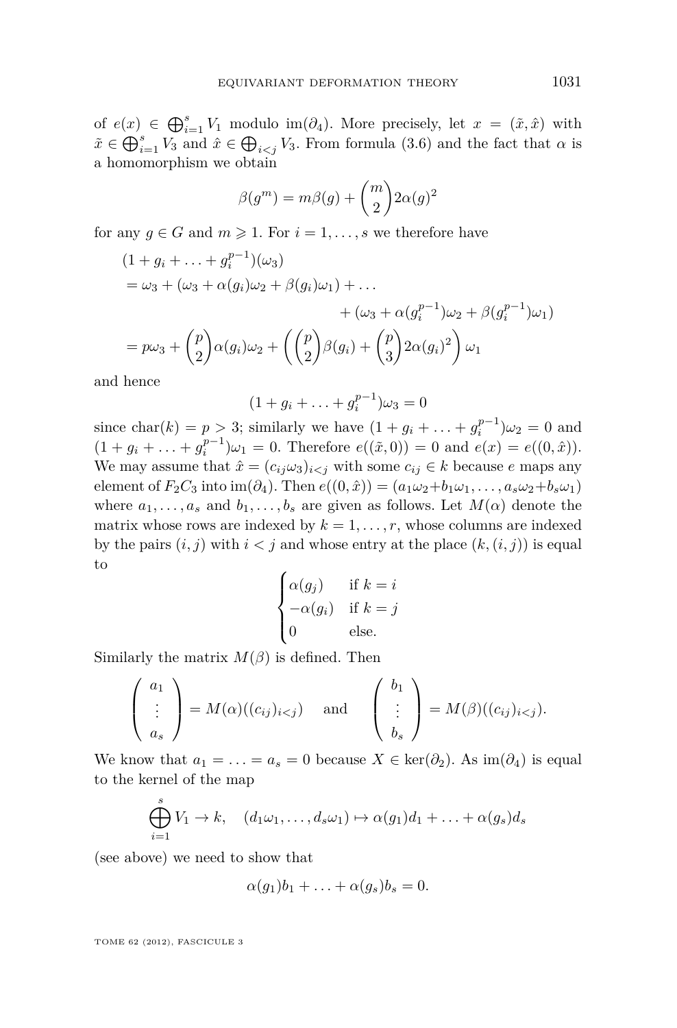of $e(x) \in \bigoplus_{i=1}^{s} V_1$ modulo $\mathrm{im}(\partial_4)$. More precisely, let $x = (\tilde{x}, \hat{x})$ with $\tilde{x} \in \bigoplus_{i=1}^{s} V_3$ and $\hat{x} \in \bigoplus_{i<j} V_3$. From formula (3.6) and the fact that $\alpha$ is a homomorphism we obtain

$$\beta(g^m) = m\beta(g) + \binom{m}{2} 2\alpha(g)^2$$

for any $g \in G$ and $m \geqslant 1$. For $i = 1, \ldots, s$ we therefore have

$$\begin{aligned}
&(1 + g_i + \ldots + g_i^{p-1})(\omega_3) \\
&= \omega_3 + (\omega_3 + \alpha(g_i)\omega_2 + \beta(g_i)\omega_1) + \ldots \\
&\qquad\qquad\qquad\qquad + (\omega_3 + \alpha(g_i^{p-1})\omega_2 + \beta(g_i^{p-1})\omega_1) \\
&= p\omega_3 + \binom{p}{2}\alpha(g_i)\omega_2 + \left(\binom{p}{2}\beta(g_i) + \binom{p}{3} 2\alpha(g_i)^2\right)\omega_1
\end{aligned}$$

and hence

$$(1 + g_i + \ldots + g_i^{p-1})\omega_3 = 0$$

since $\mathrm{char}(k) = p > 3$; similarly we have $(1 + g_i + \ldots + g_i^{p-1})\omega_2 = 0$ and $(1 + g_i + \ldots + g_i^{p-1})\omega_1 = 0$. Therefore $e((\tilde{x}, 0)) = 0$ and $e(x) = e((0, \hat{x}))$. We may assume that $\hat{x} = (c_{ij}\omega_3)_{i<j}$ with some $c_{ij} \in k$ because $e$ maps any element of $F_2C_3$ into $\mathrm{im}(\partial_4)$. Then $e((0, \hat{x})) = (a_1\omega_2 + b_1\omega_1, \ldots, a_s\omega_2 + b_s\omega_1)$ where $a_1, \ldots, a_s$ and $b_1, \ldots, b_s$ are given as follows. Let $M(\alpha)$ denote the matrix whose rows are indexed by $k = 1, \ldots, r$, whose columns are indexed by the pairs $(i, j)$ with $i < j$ and whose entry at the place $(k, (i, j))$ is equal to

$$\begin{cases} \alpha(g_j) & \text{if } k = i \\ -\alpha(g_i) & \text{if } k = j \\ 0 & \text{else.} \end{cases}$$

Similarly the matrix $M(\beta)$ is defined. Then

$$\begin{pmatrix} a_1 \\ \vdots \\ a_s \end{pmatrix} = M(\alpha)((c_{ij})_{i<j}) \quad \text{and} \quad \begin{pmatrix} b_1 \\ \vdots \\ b_s \end{pmatrix} = M(\beta)((c_{ij})_{i<j}).$$

We know that $a_1 = \ldots = a_s = 0$ because $X \in \ker(\partial_2)$. As $\mathrm{im}(\partial_4)$ is equal to the kernel of the map

$$\bigoplus_{i=1}^{s} V_1 \to k, \quad (d_1\omega_1, \ldots, d_s\omega_1) \mapsto \alpha(g_1)d_1 + \ldots + \alpha(g_s)d_s$$

(see above) we need to show that

$$\alpha(g_1)b_1 + \ldots + \alpha(g_s)b_s = 0.$$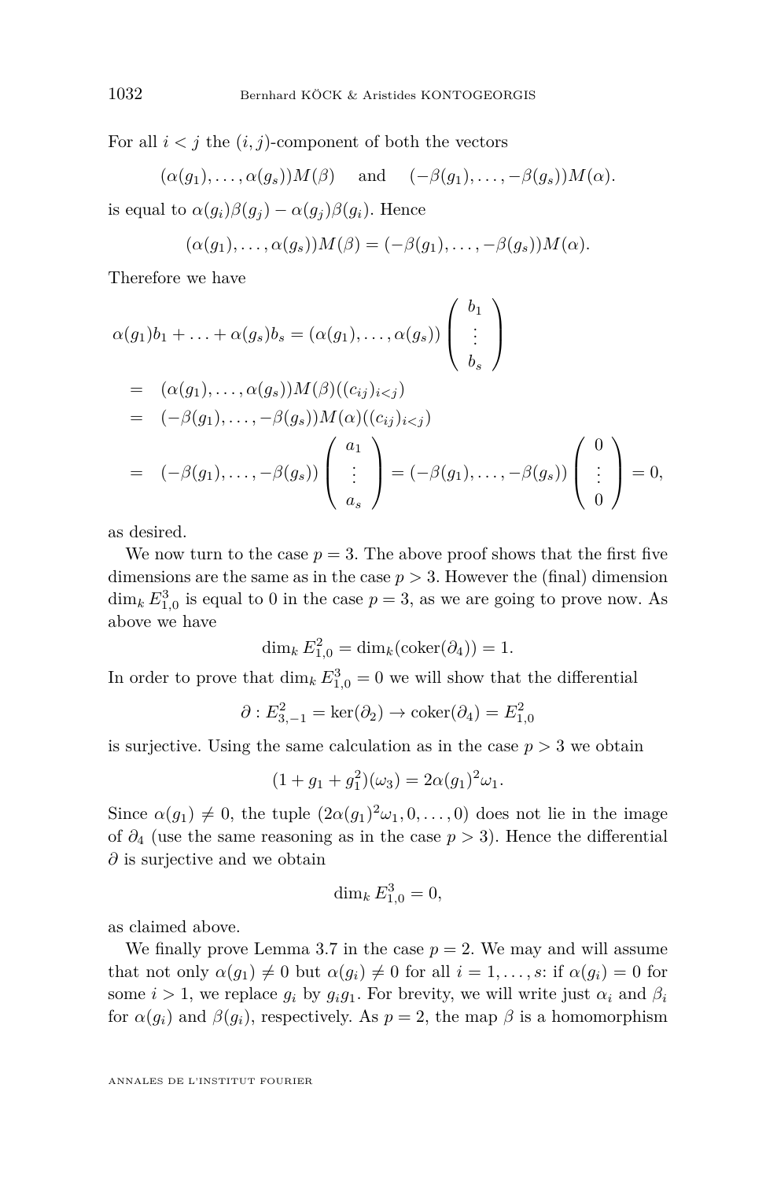For all $i < j$ the $(i,j)$-component of both the vectors

$$(\alpha(g_1), \ldots, \alpha(g_s))M(\beta) \quad \text{and} \quad (-\beta(g_1), \ldots, -\beta(g_s))M(\alpha).$$

is equal to $\alpha(g_i)\beta(g_j) - \alpha(g_j)\beta(g_i)$. Hence

$$(\alpha(g_1), \ldots, \alpha(g_s))M(\beta) = (-\beta(g_1), \ldots, -\beta(g_s))M(\alpha).$$

Therefore we have

$$\begin{aligned}
\alpha(g_1)b_1 + \ldots + \alpha(g_s)b_s &= (\alpha(g_1), \ldots, \alpha(g_s)) \begin{pmatrix} b_1 \\ \vdots \\ b_s \end{pmatrix} \\
&= (\alpha(g_1), \ldots, \alpha(g_s))M(\beta)((c_{ij})_{i<j}) \\
&= (-\beta(g_1), \ldots, -\beta(g_s))M(\alpha)((c_{ij})_{i<j}) \\
&= (-\beta(g_1), \ldots, -\beta(g_s)) \begin{pmatrix} a_1 \\ \vdots \\ a_s \end{pmatrix} = (-\beta(g_1), \ldots, -\beta(g_s)) \begin{pmatrix} 0 \\ \vdots \\ 0 \end{pmatrix} = 0,
\end{aligned}$$

as desired.

We now turn to the case $p = 3$. The above proof shows that the first five dimensions are the same as in the case $p > 3$. However the (final) dimension $\dim_k E^3_{1,0}$ is equal to 0 in the case $p = 3$, as we are going to prove now. As above we have

$$\dim_k E^2_{1,0} = \dim_k(\operatorname{coker}(\partial_4)) = 1.$$

In order to prove that $\dim_k E^3_{1,0} = 0$ we will show that the differential

$$\partial : E^2_{3,-1} = \ker(\partial_2) \to \operatorname{coker}(\partial_4) = E^2_{1,0}$$

is surjective. Using the same calculation as in the case $p > 3$ we obtain

$$(1 + g_1 + g_1^2)(\omega_3) = 2\alpha(g_1)^2\omega_1.$$

Since $\alpha(g_1) \neq 0$, the tuple $(2\alpha(g_1)^2\omega_1, 0, \ldots, 0)$ does not lie in the image of $\partial_4$ (use the same reasoning as in the case $p > 3$). Hence the differential $\partial$ is surjective and we obtain

$$\dim_k E^3_{1,0} = 0,$$

as claimed above.

We finally prove Lemma 3.7 in the case $p = 2$. We may and will assume that not only $\alpha(g_1) \neq 0$ but $\alpha(g_i) \neq 0$ for all $i = 1, \ldots, s$: if $\alpha(g_i) = 0$ for some $i > 1$, we replace $g_i$ by $g_i g_1$. For brevity, we will write just $\alpha_i$ and $\beta_i$ for $\alpha(g_i)$ and $\beta(g_i)$, respectively. As $p = 2$, the map $\beta$ is a homomorphism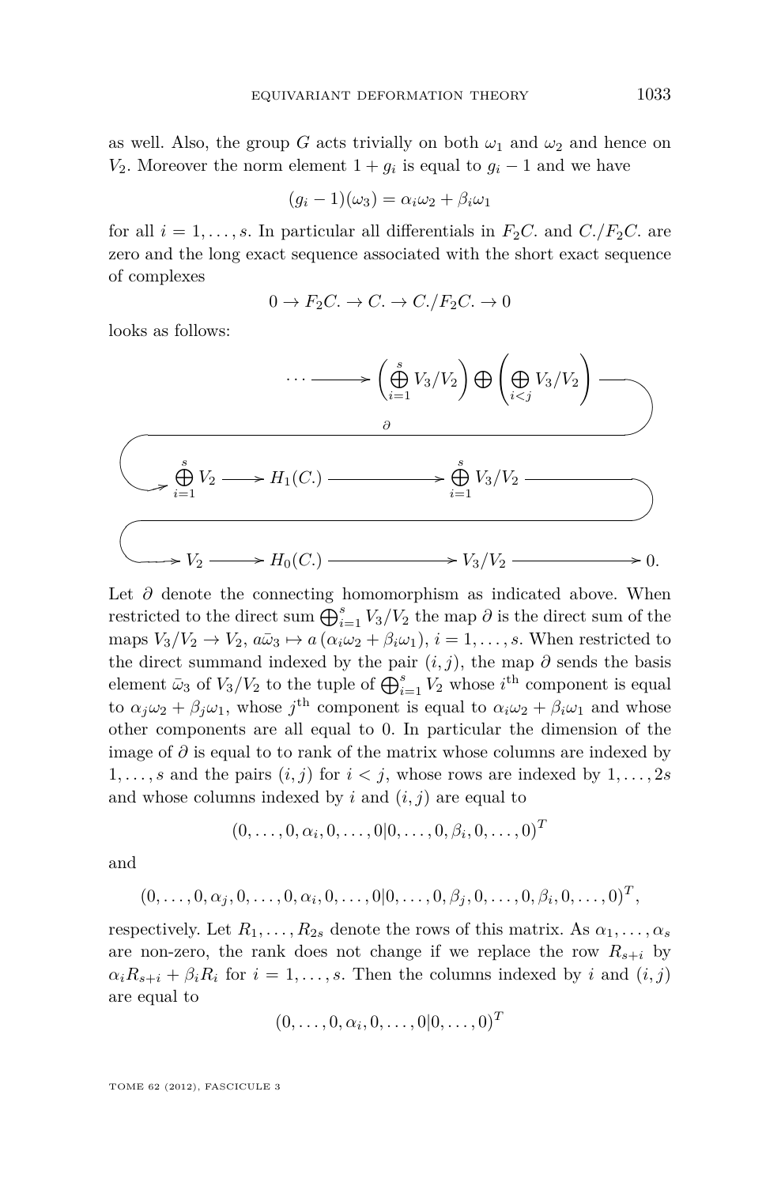as well. Also, the group $G$ acts trivially on both $\omega_1$ and $\omega_2$ and hence on $V_2$. Moreover the norm element $1+g_i$ is equal to $g_i - 1$ and we have

$$(g_i - 1)(\omega_3) = \alpha_i\omega_2 + \beta_i\omega_1$$

for all $i = 1, \ldots, s$. In particular all differentials in $F_2C.$ and $C./F_2C.$ are zero and the long exact sequence associated with the short exact sequence of complexes

$$0 \to F_2C. \to C. \to C./F_2C. \to 0$$

looks as follows:

$$\cdots \longrightarrow \left(\bigoplus_{i=1}^{s} V_3/V_2\right) \oplus \left(\bigoplus_{i<j} V_3/V_2\right) \xrightarrow{\ \partial\ } \bigoplus_{i=1}^{s} V_2 \longrightarrow H_1(C.) \longrightarrow \bigoplus_{i=1}^{s} V_3/V_2 \longrightarrow V_2 \longrightarrow H_0(C.) \longrightarrow V_3/V_2 \longrightarrow 0.$$

Let $\partial$ denote the connecting homomorphism as indicated above. When restricted to the direct sum $\bigoplus_{i=1}^{s} V_3/V_2$ the map $\partial$ is the direct sum of the maps $V_3/V_2 \to V_2$, $a\bar{\omega}_3 \mapsto a\,(\alpha_i\omega_2 + \beta_i\omega_1)$, $i = 1, \ldots, s$. When restricted to the direct summand indexed by the pair $(i,j)$, the map $\partial$ sends the basis element $\bar{\omega}_3$ of $V_3/V_2$ to the tuple of $\bigoplus_{i=1}^{s} V_2$ whose $i^{\text{th}}$ component is equal to $\alpha_j\omega_2 + \beta_j\omega_1$, whose $j^{\text{th}}$ component is equal to $\alpha_i\omega_2 + \beta_i\omega_1$ and whose other components are all equal to 0. In particular the dimension of the image of $\partial$ is equal to to rank of the matrix whose columns are indexed by $1, \ldots, s$ and the pairs $(i,j)$ for $i<j$, whose rows are indexed by $1, \ldots, 2s$ and whose columns indexed by $i$ and $(i,j)$ are equal to

$$(0, \ldots, 0, \alpha_i, 0, \ldots, 0 | 0, \ldots, 0, \beta_i, 0, \ldots, 0)^T$$

and

$$(0, \ldots, 0, \alpha_j, 0, \ldots, 0, \alpha_i, 0, \ldots, 0 | 0, \ldots, 0, \beta_j, 0, \ldots, 0, \beta_i, 0, \ldots, 0)^T,$$

respectively. Let $R_1, \ldots, R_{2s}$ denote the rows of this matrix. As $\alpha_1, \ldots, \alpha_s$ are non-zero, the rank does not change if we replace the row $R_{s+i}$ by $\alpha_i R_{s+i} + \beta_i R_i$ for $i = 1, \ldots, s$. Then the columns indexed by $i$ and $(i,j)$ are equal to

$$(0, \ldots, 0, \alpha_i, 0, \ldots, 0 | 0, \ldots, 0)^T$$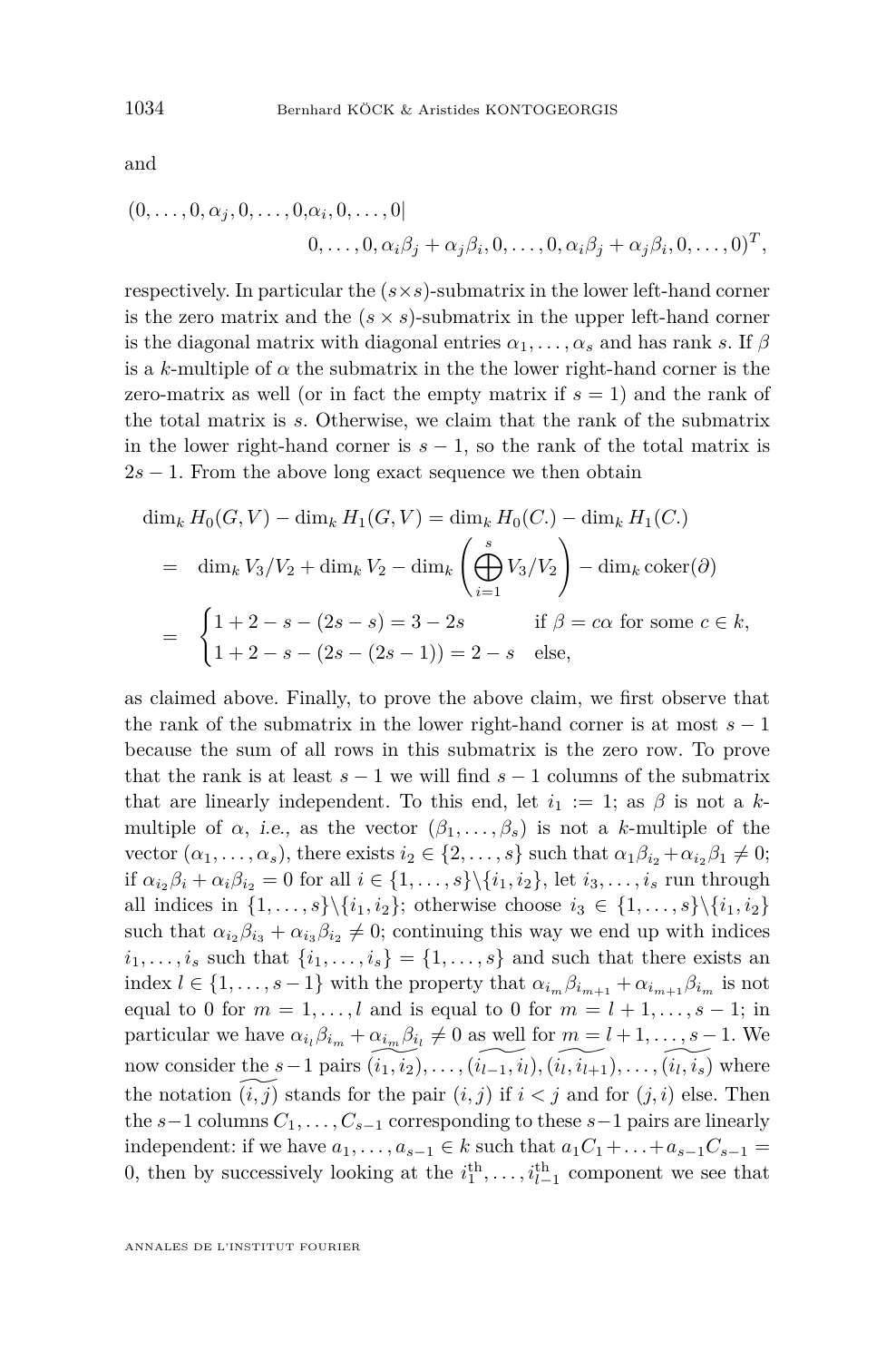and

$$(0, \ldots, 0, \alpha_j, 0, \ldots, 0, \alpha_i, 0, \ldots, 0 | \\ 0, \ldots, 0, \alpha_i\beta_j + \alpha_j\beta_i, 0, \ldots, 0, \alpha_i\beta_j + \alpha_j\beta_i, 0, \ldots, 0)^T,$$

respectively. In particular the $(s \times s)$-submatrix in the lower left-hand corner is the zero matrix and the $(s \times s)$-submatrix in the upper left-hand corner is the diagonal matrix with diagonal entries $\alpha_1, \ldots, \alpha_s$ and has rank $s$. If $\beta$ is a $k$-multiple of $\alpha$ the submatrix in the the lower right-hand corner is the zero-matrix as well (or in fact the empty matrix if $s = 1$) and the rank of the total matrix is $s$. Otherwise, we claim that the rank of the submatrix in the lower right-hand corner is $s - 1$, so the rank of the total matrix is $2s - 1$. From the above long exact sequence we then obtain

$$\begin{aligned}
\dim_k H_0(G, V) - \dim_k H_1(G, V) &= \dim_k H_0(C.) - \dim_k H_1(C.) \\
&= \dim_k V_3/V_2 + \dim_k V_2 - \dim_k \left( \bigoplus_{i=1}^{s} V_3/V_2 \right) - \dim_k \operatorname{coker}(\partial) \\
&= \begin{cases} 1 + 2 - s - (2s - s) = 3 - 2s & \text{if } \beta = c\alpha \text{ for some } c \in k, \\ 1 + 2 - s - (2s - (2s - 1)) = 2 - s & \text{else,} \end{cases}
\end{aligned}$$

as claimed above. Finally, to prove the above claim, we first observe that the rank of the submatrix in the lower right-hand corner is at most $s - 1$ because the sum of all rows in this submatrix is the zero row. To prove that the rank is at least $s - 1$ we will find $s - 1$ columns of the submatrix that are linearly independent. To this end, let $i_1 := 1$; as $\beta$ is not a $k$-multiple of $\alpha$, *i.e.*, as the vector $(\beta_1, \ldots, \beta_s)$ is not a $k$-multiple of the vector $(\alpha_1, \ldots, \alpha_s)$, there exists $i_2 \in \{2, \ldots, s\}$ such that $\alpha_1\beta_{i_2} + \alpha_{i_2}\beta_1 \neq 0$; if $\alpha_{i_2}\beta_i + \alpha_i\beta_{i_2} = 0$ for all $i \in \{1, \ldots, s\} \backslash \{i_1, i_2\}$, let $i_3, \ldots, i_s$ run through all indices in $\{1, \ldots, s\} \backslash \{i_1, i_2\}$; otherwise choose $i_3 \in \{1, \ldots, s\} \backslash \{i_1, i_2\}$ such that $\alpha_{i_2}\beta_{i_3} + \alpha_{i_3}\beta_{i_2} \neq 0$; continuing this way we end up with indices $i_1, \ldots, i_s$ such that $\{i_1, \ldots, i_s\} = \{1, \ldots, s\}$ and such that there exists an index $l \in \{1, \ldots, s-1\}$ with the property that $\alpha_{i_m}\beta_{i_{m+1}} + \alpha_{i_{m+1}}\beta_{i_m}$ is not equal to 0 for $m = 1, \ldots, l$ and is equal to 0 for $m = l+1, \ldots, s-1$; in particular we have $\alpha_{i_l}\beta_{i_m} + \alpha_{i_m}\beta_{i_l} \neq 0$ as well for $m = l+1, \ldots, s-1$. We now consider the $s-1$ pairs $\widetilde{(i_1, i_2)}, \ldots, \widetilde{(i_{l-1}, i_l)}, \widetilde{(i_l, i_{l+1})}, \ldots, \widetilde{(i_l, i_s)}$ where the notation $\widetilde{(i, j)}$ stands for the pair $(i, j)$ if $i < j$ and for $(j, i)$ else. Then the $s-1$ columns $C_1, \ldots, C_{s-1}$ corresponding to these $s-1$ pairs are linearly independent: if we have $a_1, \ldots, a_{s-1} \in k$ such that $a_1C_1 + \ldots + a_{s-1}C_{s-1} = 0$, then by successively looking at the $i_1^{\text{th}}, \ldots, i_{l-1}^{\text{th}}$ component we see that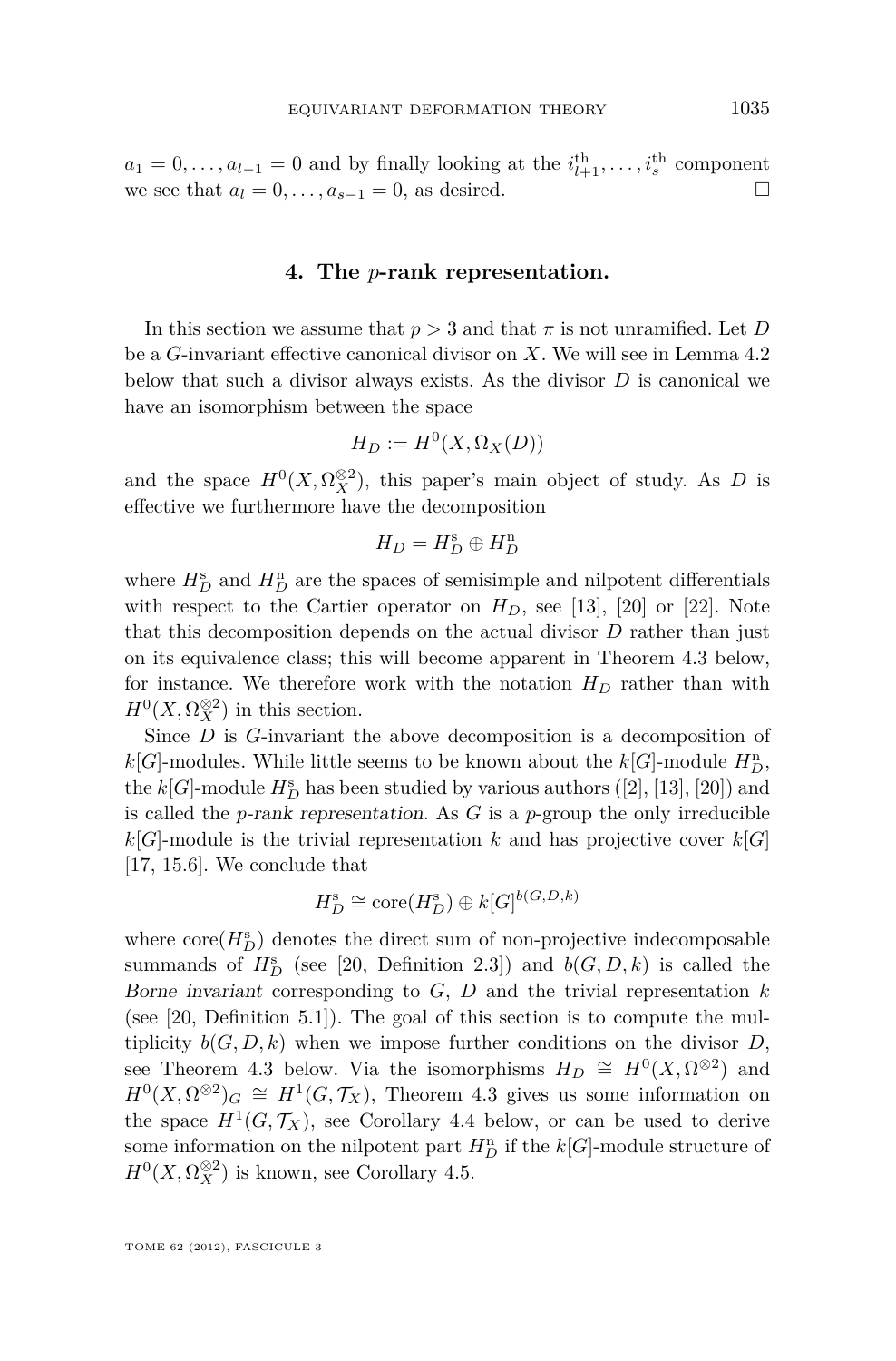$a_1 = 0, \dots, a_{l-1} = 0$ and by finally looking at the $i_{l+1}^{\text{th}}, \dots, i_s^{\text{th}}$ component we see that $a_l = 0, \dots, a_{s-1} = 0$, as desired. □

## 4. The $p$-rank representation.

In this section we assume that $p > 3$ and that $\pi$ is not unramified. Let $D$ be a $G$-invariant effective canonical divisor on $X$. We will see in Lemma 4.2 below that such a divisor always exists. As the divisor $D$ is canonical we have an isomorphism between the space

$$H_D := H^0(X, \Omega_X(D))$$

and the space $H^0(X, \Omega_X^{\otimes 2})$, this paper's main object of study. As $D$ is effective we furthermore have the decomposition

$$H_D = H_D^{\mathrm{s}} \oplus H_D^{\mathrm{n}}$$

where $H_D^{\mathrm{s}}$ and $H_D^{\mathrm{n}}$ are the spaces of semisimple and nilpotent differentials with respect to the Cartier operator on $H_D$, see [13], [20] or [22]. Note that this decomposition depends on the actual divisor $D$ rather than just on its equivalence class; this will become apparent in Theorem 4.3 below, for instance. We therefore work with the notation $H_D$ rather than with $H^0(X, \Omega_X^{\otimes 2})$ in this section.

Since $D$ is $G$-invariant the above decomposition is a decomposition of $k[G]$-modules. While little seems to be known about the $k[G]$-module $H_D^{\mathrm{n}}$, the $k[G]$-module $H_D^{\mathrm{s}}$ has been studied by various authors ([2], [13], [20]) and is called the *p-rank representation*. As $G$ is a $p$-group the only irreducible $k[G]$-module is the trivial representation $k$ and has projective cover $k[G]$ [17, 15.6]. We conclude that

$$H_D^{\mathrm{s}} \cong \mathrm{core}(H_D^{\mathrm{s}}) \oplus k[G]^{b(G,D,k)}$$

where $\mathrm{core}(H_D^{\mathrm{s}})$ denotes the direct sum of non-projective indecomposable summands of $H_D^{\mathrm{s}}$ (see [20, Definition 2.3]) and $b(G, D, k)$ is called the *Borne invariant* corresponding to $G$, $D$ and the trivial representation $k$ (see [20, Definition 5.1]). The goal of this section is to compute the multiplicity $b(G, D, k)$ when we impose further conditions on the divisor $D$, see Theorem 4.3 below. Via the isomorphisms $H_D \cong H^0(X, \Omega^{\otimes 2})$ and $H^0(X, \Omega^{\otimes 2})_G \cong H^1(G, \mathcal{T}_X)$, Theorem 4.3 gives us some information on the space $H^1(G, \mathcal{T}_X)$, see Corollary 4.4 below, or can be used to derive some information on the nilpotent part $H_D^{\mathrm{n}}$ if the $k[G]$-module structure of $H^0(X, \Omega_X^{\otimes 2})$ is known, see Corollary 4.5.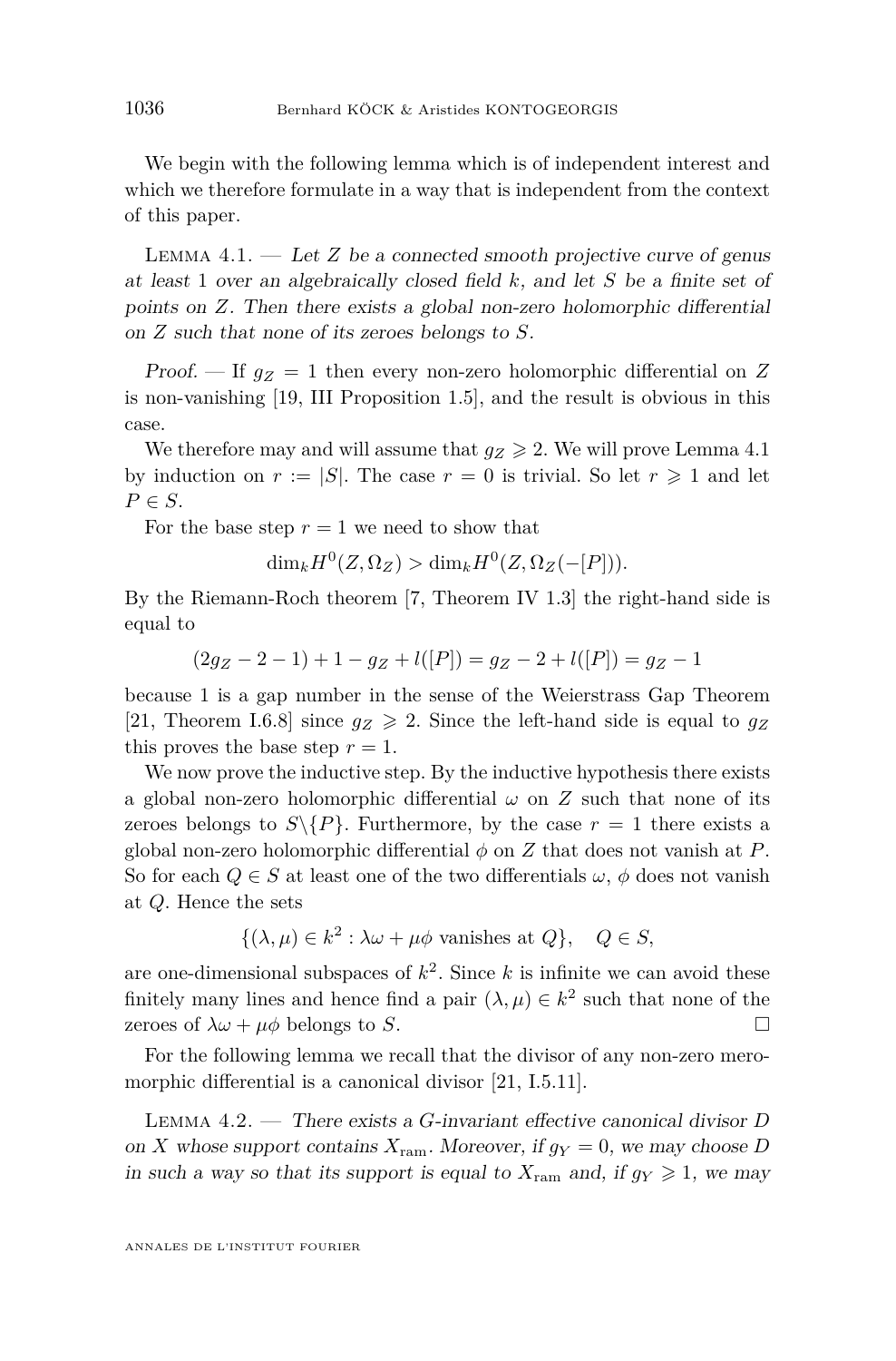We begin with the following lemma which is of independent interest and which we therefore formulate in a way that is independent from the context of this paper.

Lemma 4.1. — *Let $Z$ be a connected smooth projective curve of genus at least 1 over an algebraically closed field $k$, and let $S$ be a finite set of points on $Z$. Then there exists a global non-zero holomorphic differential on $Z$ such that none of its zeroes belongs to $S$.*

*Proof.* — If $g_Z = 1$ then every non-zero holomorphic differential on $Z$ is non-vanishing [19, III Proposition 1.5], and the result is obvious in this case.

We therefore may and will assume that $g_Z \geqslant 2$. We will prove Lemma 4.1 by induction on $r := |S|$. The case $r = 0$ is trivial. So let $r \geqslant 1$ and let $P \in S$.

For the base step $r = 1$ we need to show that

$$\dim_k H^0(Z, \Omega_Z) > \dim_k H^0(Z, \Omega_Z(-[P])).$$

By the Riemann-Roch theorem [7, Theorem IV 1.3] the right-hand side is equal to

$$(2g_Z - 2 - 1) + 1 - g_Z + l([P]) = g_Z - 2 + l([P]) = g_Z - 1$$

because 1 is a gap number in the sense of the Weierstrass Gap Theorem [21, Theorem I.6.8] since $g_Z \geqslant 2$. Since the left-hand side is equal to $g_Z$ this proves the base step $r = 1$.

We now prove the inductive step. By the inductive hypothesis there exists a global non-zero holomorphic differential $\omega$ on $Z$ such that none of its zeroes belongs to $S \backslash \{P\}$. Furthermore, by the case $r = 1$ there exists a global non-zero holomorphic differential $\phi$ on $Z$ that does not vanish at $P$. So for each $Q \in S$ at least one of the two differentials $\omega$, $\phi$ does not vanish at $Q$. Hence the sets

$$\{(\lambda, \mu) \in k^2 : \lambda\omega + \mu\phi \text{ vanishes at } Q\}, \quad Q \in S,$$

are one-dimensional subspaces of $k^2$. Since $k$ is infinite we can avoid these finitely many lines and hence find a pair $(\lambda, \mu) \in k^2$ such that none of the zeroes of $\lambda\omega + \mu\phi$ belongs to $S$. $\square$

For the following lemma we recall that the divisor of any non-zero meromorphic differential is a canonical divisor [21, I.5.11].

Lemma 4.2. — *There exists a $G$-invariant effective canonical divisor $D$ on $X$ whose support contains $X_{\mathrm{ram}}$. Moreover, if $g_Y = 0$, we may choose $D$ in such a way so that its support is equal to $X_{\mathrm{ram}}$ and, if $g_Y \geqslant 1$, we may*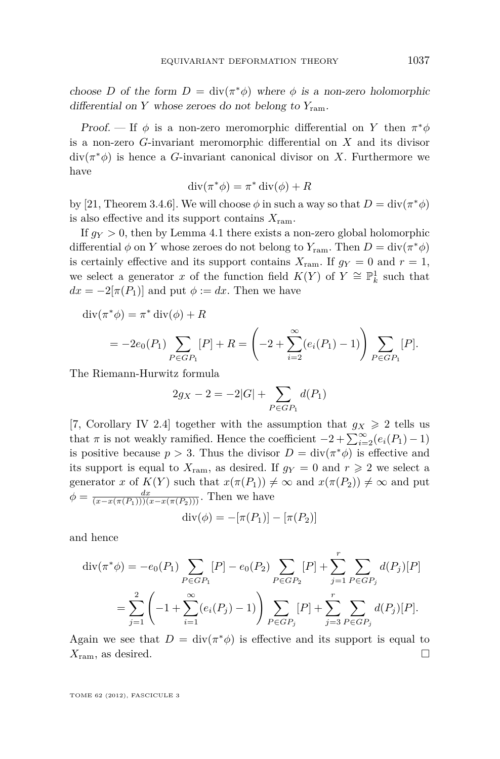*choose $D$ of the form $D = \operatorname{div}(\pi^*\phi)$ where $\phi$ is a non-zero holomorphic differential on $Y$ whose zeroes do not belong to $Y_{\mathrm{ram}}$.*

*Proof.* — If $\phi$ is a non-zero meromorphic differential on $Y$ then $\pi^*\phi$ is a non-zero $G$-invariant meromorphic differential on $X$ and its divisor $\operatorname{div}(\pi^*\phi)$ is hence a $G$-invariant canonical divisor on $X$. Furthermore we have

$$\operatorname{div}(\pi^*\phi) = \pi^* \operatorname{div}(\phi) + R$$

by [21, Theorem 3.4.6]. We will choose $\phi$ in such a way so that $D = \operatorname{div}(\pi^*\phi)$ is also effective and its support contains $X_{\mathrm{ram}}$.

If $g_Y > 0$, then by Lemma 4.1 there exists a non-zero global holomorphic differential $\phi$ on $Y$ whose zeroes do not belong to $Y_{\mathrm{ram}}$. Then $D = \operatorname{div}(\pi^*\phi)$ is certainly effective and its support contains $X_{\mathrm{ram}}$. If $g_Y = 0$ and $r = 1$, we select a generator $x$ of the function field $K(Y)$ of $Y \cong \mathbb{P}^1_k$ such that $dx = -2[\pi(P_1)]$ and put $\phi := dx$. Then we have

$$\begin{aligned}
\operatorname{div}(\pi^*\phi) &= \pi^* \operatorname{div}(\phi) + R \\
&= -2e_0(P_1) \sum_{P \in GP_1} [P] + R = \left( -2 + \sum_{i=2}^{\infty} (e_i(P_1) - 1) \right) \sum_{P \in GP_1} [P].
\end{aligned}$$

The Riemann-Hurwitz formula

$$2g_X - 2 = -2|G| + \sum_{P \in GP_1} d(P_1)$$

[7, Corollary IV 2.4] together with the assumption that $g_X \geqslant 2$ tells us that $\pi$ is not weakly ramified. Hence the coefficient $-2 + \sum_{i=2}^{\infty}(e_i(P_1) - 1)$ is positive because $p > 3$. Thus the divisor $D = \operatorname{div}(\pi^*\phi)$ is effective and its support is equal to $X_{\mathrm{ram}}$, as desired. If $g_Y = 0$ and $r \geqslant 2$ we select a generator $x$ of $K(Y)$ such that $x(\pi(P_1)) \neq \infty$ and $x(\pi(P_2)) \neq \infty$ and put $\phi = \frac{dx}{(x - x(\pi(P_1)))(x - x(\pi(P_2)))}$. Then we have

$$\operatorname{div}(\phi) = -[\pi(P_1)] - [\pi(P_2)]$$

and hence

$$\begin{aligned}
\operatorname{div}(\pi^*\phi) &= -e_0(P_1) \sum_{P \in GP_1} [P] - e_0(P_2) \sum_{P \in GP_2} [P] + \sum_{j=1}^{r} \sum_{P \in GP_j} d(P_j)[P] \\
&= \sum_{j=1}^{2} \left( -1 + \sum_{i=1}^{\infty} (e_i(P_j) - 1) \right) \sum_{P \in GP_j} [P] + \sum_{j=3}^{r} \sum_{P \in GP_j} d(P_j)[P].
\end{aligned}$$

Again we see that $D = \operatorname{div}(\pi^*\phi)$ is effective and its support is equal to $X_{\mathrm{ram}}$, as desired. □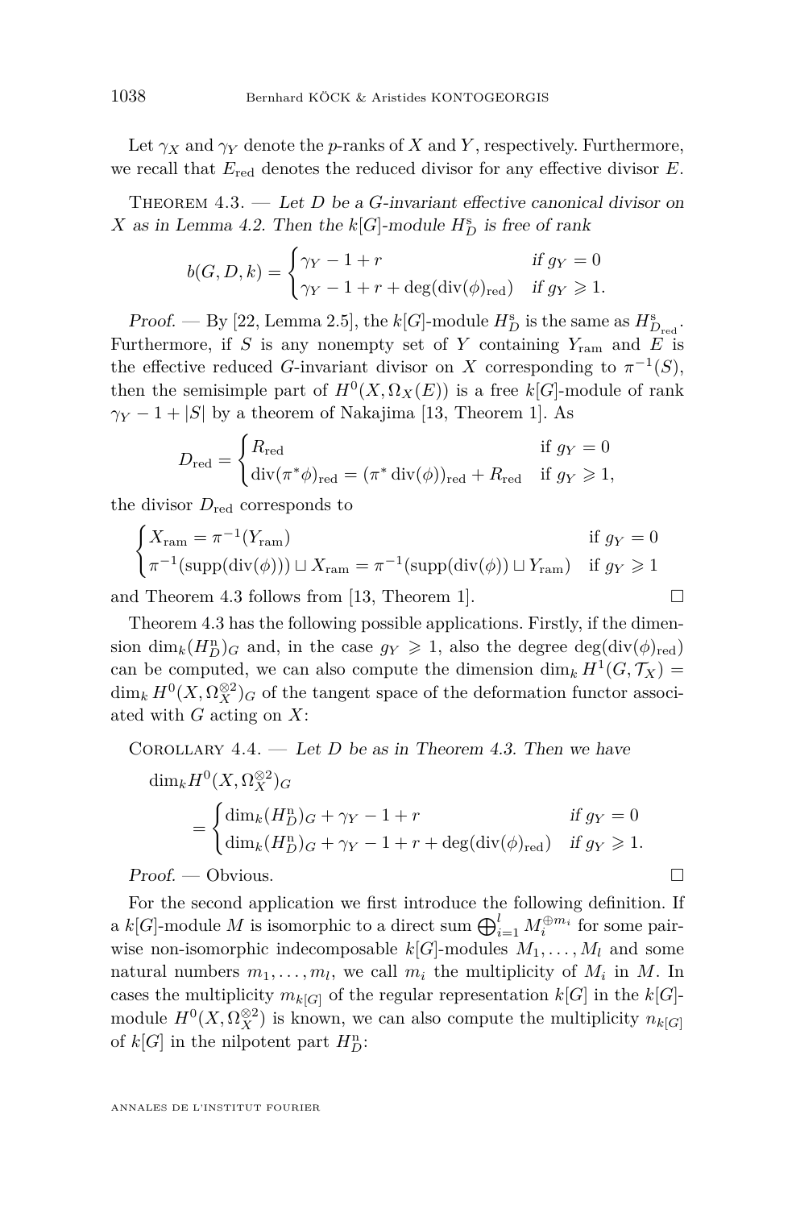Let $\gamma_X$ and $\gamma_Y$ denote the $p$-ranks of $X$ and $Y$, respectively. Furthermore, we recall that $E_{\mathrm{red}}$ denotes the reduced divisor for any effective divisor $E$.

Theorem 4.3. — *Let $D$ be a $G$-invariant effective canonical divisor on $X$ as in Lemma 4.2. Then the $k[G]$-module $H_D^{\mathrm{s}}$ is free of rank*

$$b(G, D, k) = \begin{cases} \gamma_Y - 1 + r & \text{if } g_Y = 0 \\ \gamma_Y - 1 + r + \deg(\mathrm{div}(\phi)_{\mathrm{red}}) & \text{if } g_Y \geqslant 1. \end{cases}$$

*Proof.* — By [22, Lemma 2.5], the $k[G]$-module $H_D^{\mathrm{s}}$ is the same as $H_{D_{\mathrm{red}}}^{\mathrm{s}}$. Furthermore, if $S$ is any nonempty set of $Y$ containing $Y_{\mathrm{ram}}$ and $E$ is the effective reduced $G$-invariant divisor on $X$ corresponding to $\pi^{-1}(S)$, then the semisimple part of $H^0(X, \Omega_X(E))$ is a free $k[G]$-module of rank $\gamma_Y - 1 + |S|$ by a theorem of Nakajima [13, Theorem 1]. As

$$D_{\mathrm{red}} = \begin{cases} R_{\mathrm{red}} & \text{if } g_Y = 0 \\ \mathrm{div}(\pi^*\phi)_{\mathrm{red}} = (\pi^* \mathrm{div}(\phi))_{\mathrm{red}} + R_{\mathrm{red}} & \text{if } g_Y \geqslant 1, \end{cases}$$

the divisor $D_{\mathrm{red}}$ corresponds to

$$\begin{cases} X_{\mathrm{ram}} = \pi^{-1}(Y_{\mathrm{ram}}) & \text{if } g_Y = 0 \\ \pi^{-1}(\mathrm{supp}(\mathrm{div}(\phi))) \sqcup X_{\mathrm{ram}} = \pi^{-1}(\mathrm{supp}(\mathrm{div}(\phi)) \sqcup Y_{\mathrm{ram}}) & \text{if } g_Y \geqslant 1 \end{cases}$$

and Theorem 4.3 follows from [13, Theorem 1]. □

Theorem 4.3 has the following possible applications. Firstly, if the dimension $\dim_k(H_D^{\mathrm{n}})_G$ and, in the case $g_Y \geqslant 1$, also the degree $\deg(\mathrm{div}(\phi)_{\mathrm{red}})$ can be computed, we can also compute the dimension $\dim_k H^1(G, \mathcal{T}_X) = \dim_k H^0(X, \Omega_X^{\otimes 2})_G$ of the tangent space of the deformation functor associated with $G$ acting on $X$:

Corollary 4.4. — *Let $D$ be as in Theorem 4.3. Then we have*

$$\dim_k H^0(X, \Omega_X^{\otimes 2})_G = \begin{cases} \dim_k(H_D^{\mathrm{n}})_G + \gamma_Y - 1 + r & \text{if } g_Y = 0 \\ \dim_k(H_D^{\mathrm{n}})_G + \gamma_Y - 1 + r + \deg(\mathrm{div}(\phi)_{\mathrm{red}}) & \text{if } g_Y \geqslant 1. \end{cases}$$

*Proof.* — Obvious. □

For the second application we first introduce the following definition. If a $k[G]$-module $M$ is isomorphic to a direct sum $\bigoplus_{i=1}^{l} M_i^{\oplus m_i}$ for some pairwise non-isomorphic indecomposable $k[G]$-modules $M_1, \ldots, M_l$ and some natural numbers $m_1, \ldots, m_l$, we call $m_i$ the multiplicity of $M_i$ in $M$. In cases the multiplicity $m_{k[G]}$ of the regular representation $k[G]$ in the $k[G]$-module $H^0(X, \Omega_X^{\otimes 2})$ is known, we can also compute the multiplicity $n_{k[G]}$ of $k[G]$ in the nilpotent part $H_D^{\mathrm{n}}$: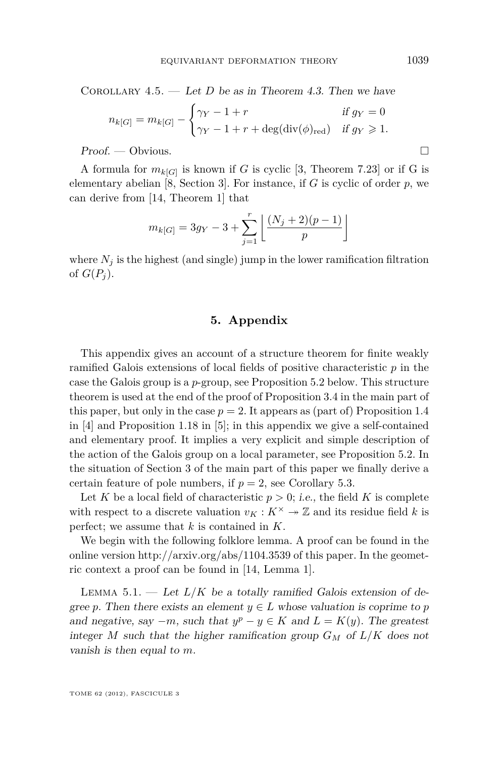Corollary 4.5. — *Let $D$ be as in Theorem 4.3. Then we have*

$$n_{k[G]} = m_{k[G]} - \begin{cases} \gamma_Y - 1 + r & \text{if } g_Y = 0 \\ \gamma_Y - 1 + r + \deg(\operatorname{div}(\phi)_{\mathrm{red}}) & \text{if } g_Y \geqslant 1. \end{cases}$$

*Proof.* — Obvious. □

A formula for $m_{k[G]}$ is known if $G$ is cyclic [3, Theorem 7.23] or if G is elementary abelian [8, Section 3]. For instance, if $G$ is cyclic of order $p$, we can derive from [14, Theorem 1] that

$$m_{k[G]} = 3g_Y - 3 + \sum_{j=1}^{r} \left\lfloor \frac{(N_j + 2)(p-1)}{p} \right\rfloor$$

where $N_j$ is the highest (and single) jump in the lower ramification filtration of $G(P_j)$.

## 5. Appendix

This appendix gives an account of a structure theorem for finite weakly ramified Galois extensions of local fields of positive characteristic $p$ in the case the Galois group is a $p$-group, see Proposition 5.2 below. This structure theorem is used at the end of the proof of Proposition 3.4 in the main part of this paper, but only in the case $p = 2$. It appears as (part of) Proposition 1.4 in [4] and Proposition 1.18 in [5]; in this appendix we give a self-contained and elementary proof. It implies a very explicit and simple description of the action of the Galois group on a local parameter, see Proposition 5.2. In the situation of Section 3 of the main part of this paper we finally derive a certain feature of pole numbers, if $p = 2$, see Corollary 5.3.

Let $K$ be a local field of characteristic $p > 0$; *i.e.*, the field $K$ is complete with respect to a discrete valuation $v_K : K^\times \twoheadrightarrow \mathbb{Z}$ and its residue field $k$ is perfect; we assume that $k$ is contained in $K$.

We begin with the following folklore lemma. A proof can be found in the online version http://arxiv.org/abs/1104.3539 of this paper. In the geometric context a proof can be found in [14, Lemma 1].

Lemma 5.1. — *Let $L/K$ be a totally ramified Galois extension of degree $p$. Then there exists an element $y \in L$ whose valuation is coprime to $p$ and negative, say $-m$, such that $y^p - y \in K$ and $L = K(y)$. The greatest integer $M$ such that the higher ramification group $G_M$ of $L/K$ does not vanish is then equal to $m$.*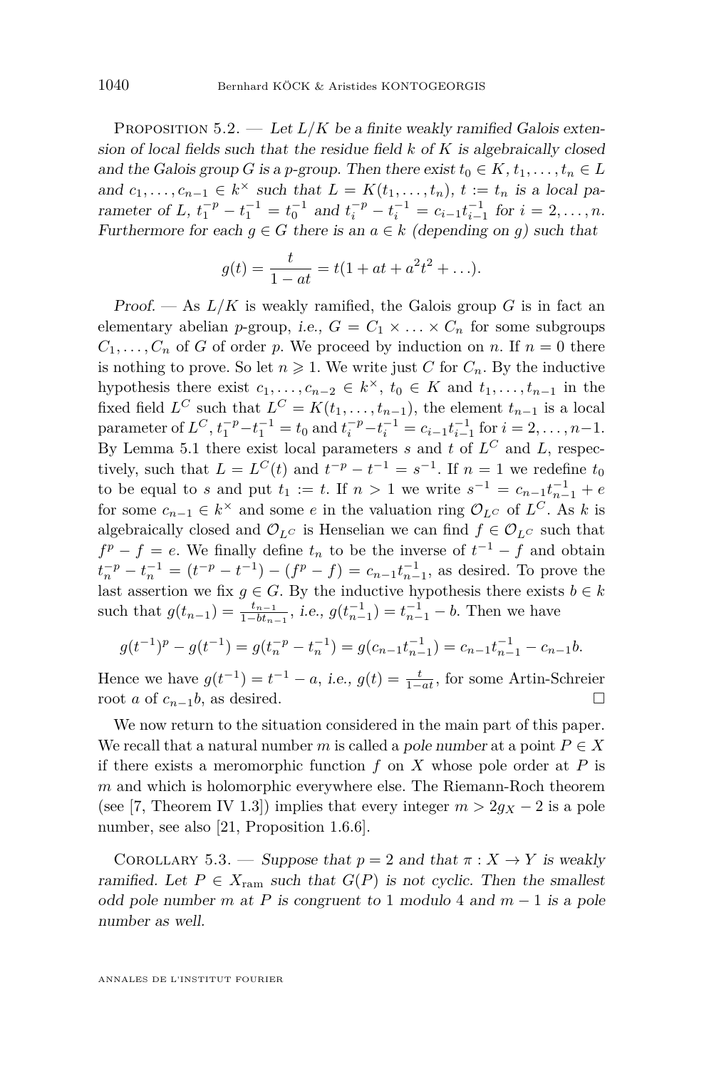Proposition 5.2. — *Let $L/K$ be a finite weakly ramified Galois extension of local fields such that the residue field $k$ of $K$ is algebraically closed and the Galois group $G$ is a $p$-group. Then there exist $t_0 \in K$, $t_1, \ldots, t_n \in L$ and $c_1, \ldots, c_{n-1} \in k^\times$ such that $L = K(t_1, \ldots, t_n)$, $t := t_n$ is a local parameter of $L$, $t_1^{-p} - t_1^{-1} = t_0^{-1}$ and $t_i^{-p} - t_i^{-1} = c_{i-1} t_{i-1}^{-1}$ for $i = 2, \ldots, n$. Furthermore for each $g \in G$ there is an $a \in k$ (depending on $g$) such that*

$$g(t) = \frac{t}{1 - at} = t(1 + at + a^2t^2 + \ldots).$$

*Proof.* — As $L/K$ is weakly ramified, the Galois group $G$ is in fact an elementary abelian $p$-group, *i.e.*, $G = C_1 \times \ldots \times C_n$ for some subgroups $C_1, \ldots, C_n$ of $G$ of order $p$. We proceed by induction on $n$. If $n = 0$ there is nothing to prove. So let $n \geqslant 1$. We write just $C$ for $C_n$. By the inductive hypothesis there exist $c_1, \ldots, c_{n-2} \in k^\times$, $t_0 \in K$ and $t_1, \ldots, t_{n-1}$ in the fixed field $L^C$ such that $L^C = K(t_1, \ldots, t_{n-1})$, the element $t_{n-1}$ is a local parameter of $L^C$, $t_1^{-p} - t_1^{-1} = t_0$ and $t_i^{-p} - t_i^{-1} = c_{i-1} t_{i-1}^{-1}$ for $i = 2, \ldots, n-1$. By Lemma 5.1 there exist local parameters $s$ and $t$ of $L^C$ and $L$, respectively, such that $L = L^C(t)$ and $t^{-p} - t^{-1} = s^{-1}$. If $n = 1$ we redefine $t_0$ to be equal to $s$ and put $t_1 := t$. If $n > 1$ we write $s^{-1} = c_{n-1} t_{n-1}^{-1} + e$ for some $c_{n-1} \in k^\times$ and some $e$ in the valuation ring $\mathcal{O}_{L^C}$ of $L^C$. As $k$ is algebraically closed and $\mathcal{O}_{L^C}$ is Henselian we can find $f \in \mathcal{O}_{L^C}$ such that $f^p - f = e$. We finally define $t_n$ to be the inverse of $t^{-1} - f$ and obtain $t_n^{-p} - t_n^{-1} = (t^{-p} - t^{-1}) - (f^p - f) = c_{n-1} t_{n-1}^{-1}$, as desired. To prove the last assertion we fix $g \in G$. By the inductive hypothesis there exists $b \in k$ such that $g(t_{n-1}) = \frac{t_{n-1}}{1 - bt_{n-1}}$, *i.e.*, $g(t_{n-1}^{-1}) = t_{n-1}^{-1} - b$. Then we have

$$g(t^{-1})^p - g(t^{-1}) = g(t_n^{-p} - t_n^{-1}) = g(c_{n-1} t_{n-1}^{-1}) = c_{n-1} t_{n-1}^{-1} - c_{n-1} b.$$

Hence we have $g(t^{-1}) = t^{-1} - a$, *i.e.*, $g(t) = \frac{t}{1 - at}$, for some Artin-Schreier root $a$ of $c_{n-1} b$, as desired. □

We now return to the situation considered in the main part of this paper. We recall that a natural number $m$ is called a *pole number* at a point $P \in X$ if there exists a meromorphic function $f$ on $X$ whose pole order at $P$ is $m$ and which is holomorphic everywhere else. The Riemann-Roch theorem (see [7, Theorem IV 1.3]) implies that every integer $m > 2g_X - 2$ is a pole number, see also [21, Proposition 1.6.6].

Corollary 5.3. — *Suppose that $p = 2$ and that $\pi : X \to Y$ is weakly ramified. Let $P \in X_{\mathrm{ram}}$ such that $G(P)$ is not cyclic. Then the smallest odd pole number $m$ at $P$ is congruent to 1 modulo 4 and $m - 1$ is a pole number as well.*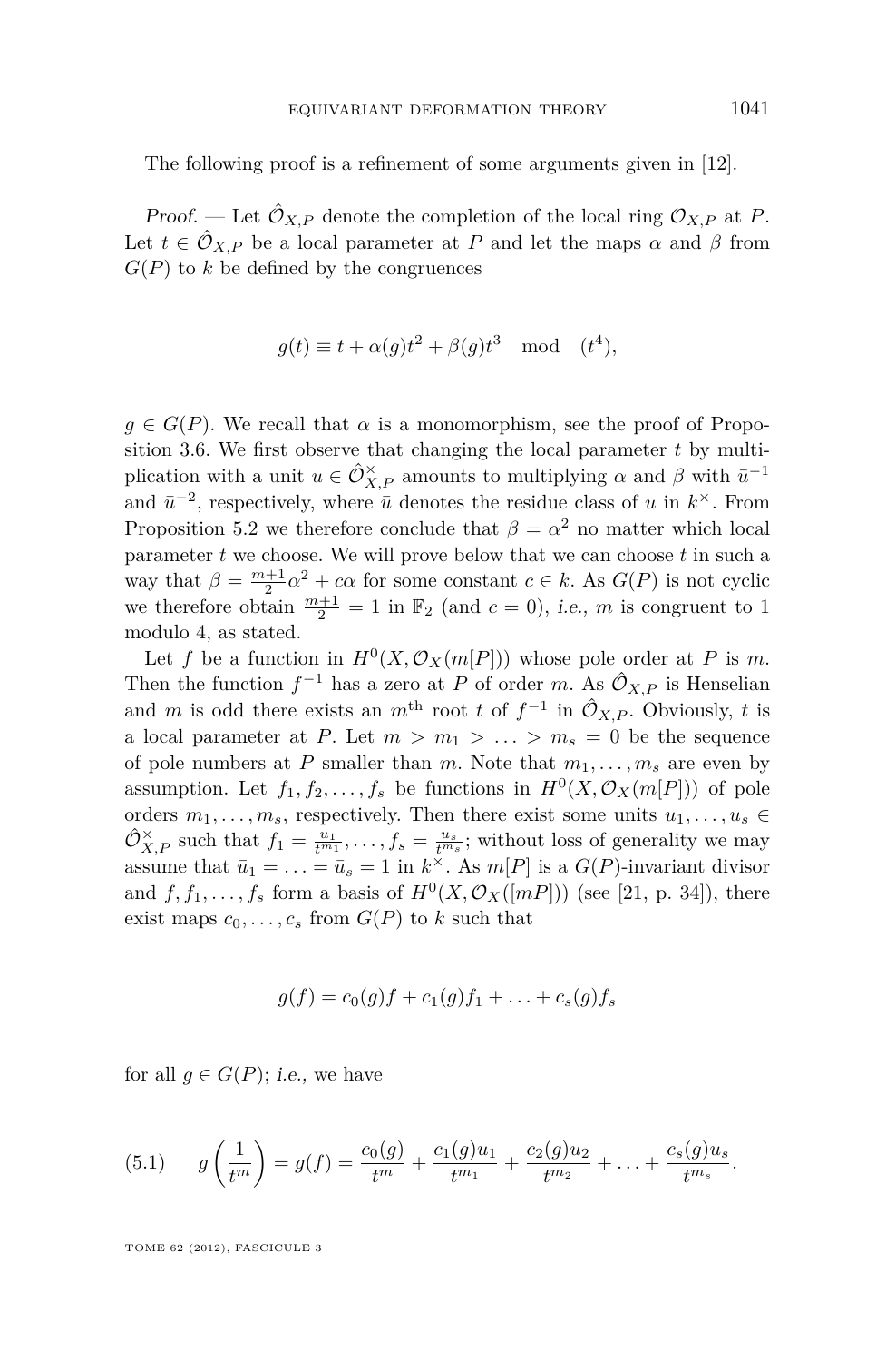The following proof is a refinement of some arguments given in [12].

*Proof.* — Let $\hat{\mathcal{O}}_{X,P}$ denote the completion of the local ring $\mathcal{O}_{X,P}$ at $P$. Let $t \in \hat{\mathcal{O}}_{X,P}$ be a local parameter at $P$ and let the maps $\alpha$ and $\beta$ from $G(P)$ to $k$ be defined by the congruences

$$g(t) \equiv t + \alpha(g)t^2 + \beta(g)t^3 \mod (t^4),$$

$g \in G(P)$. We recall that $\alpha$ is a monomorphism, see the proof of Proposition 3.6. We first observe that changing the local parameter $t$ by multiplication with a unit $u \in \hat{\mathcal{O}}_{X,P}^{\times}$ amounts to multiplying $\alpha$ and $\beta$ with $\bar{u}^{-1}$ and $\bar{u}^{-2}$, respectively, where $\bar{u}$ denotes the residue class of $u$ in $k^{\times}$. From Proposition 5.2 we therefore conclude that $\beta = \alpha^2$ no matter which local parameter $t$ we choose. We will prove below that we can choose $t$ in such a way that $\beta = \frac{m+1}{2}\alpha^2 + c\alpha$ for some constant $c \in k$. As $G(P)$ is not cyclic we therefore obtain $\frac{m+1}{2} = 1$ in $\mathbb{F}_2$ (and $c = 0$), *i.e.*, $m$ is congruent to 1 modulo 4, as stated.

Let $f$ be a function in $H^0(X, \mathcal{O}_X(m[P]))$ whose pole order at $P$ is $m$. Then the function $f^{-1}$ has a zero at $P$ of order $m$. As $\hat{\mathcal{O}}_{X,P}$ is Henselian and $m$ is odd there exists an $m^{\text{th}}$ root $t$ of $f^{-1}$ in $\hat{\mathcal{O}}_{X,P}$. Obviously, $t$ is a local parameter at $P$. Let $m > m_1 > \ldots > m_s = 0$ be the sequence of pole numbers at $P$ smaller than $m$. Note that $m_1, \ldots, m_s$ are even by assumption. Let $f_1, f_2, \ldots, f_s$ be functions in $H^0(X, \mathcal{O}_X(m[P]))$ of pole orders $m_1, \ldots, m_s$, respectively. Then there exist some units $u_1, \ldots, u_s \in \hat{\mathcal{O}}_{X,P}^{\times}$ such that $f_1 = \frac{u_1}{t^{m_1}}, \ldots, f_s = \frac{u_s}{t^{m_s}}$; without loss of generality we may assume that $\bar{u}_1 = \ldots = \bar{u}_s = 1$ in $k^{\times}$. As $m[P]$ is a $G(P)$-invariant divisor and $f, f_1, \ldots, f_s$ form a basis of $H^0(X, \mathcal{O}_X([mP]))$ (see [21, p. 34]), there exist maps $c_0, \ldots, c_s$ from $G(P)$ to $k$ such that

$$g(f) = c_0(g)f + c_1(g)f_1 + \ldots + c_s(g)f_s$$

for all $g \in G(P)$; *i.e.*, we have

$$g\left(\frac{1}{t^m}\right) = g(f) = \frac{c_0(g)}{t^m} + \frac{c_1(g)u_1}{t^{m_1}} + \frac{c_2(g)u_2}{t^{m_2}} + \ldots + \frac{c_s(g)u_s}{t^{m_s}}. \tag{5.1}$$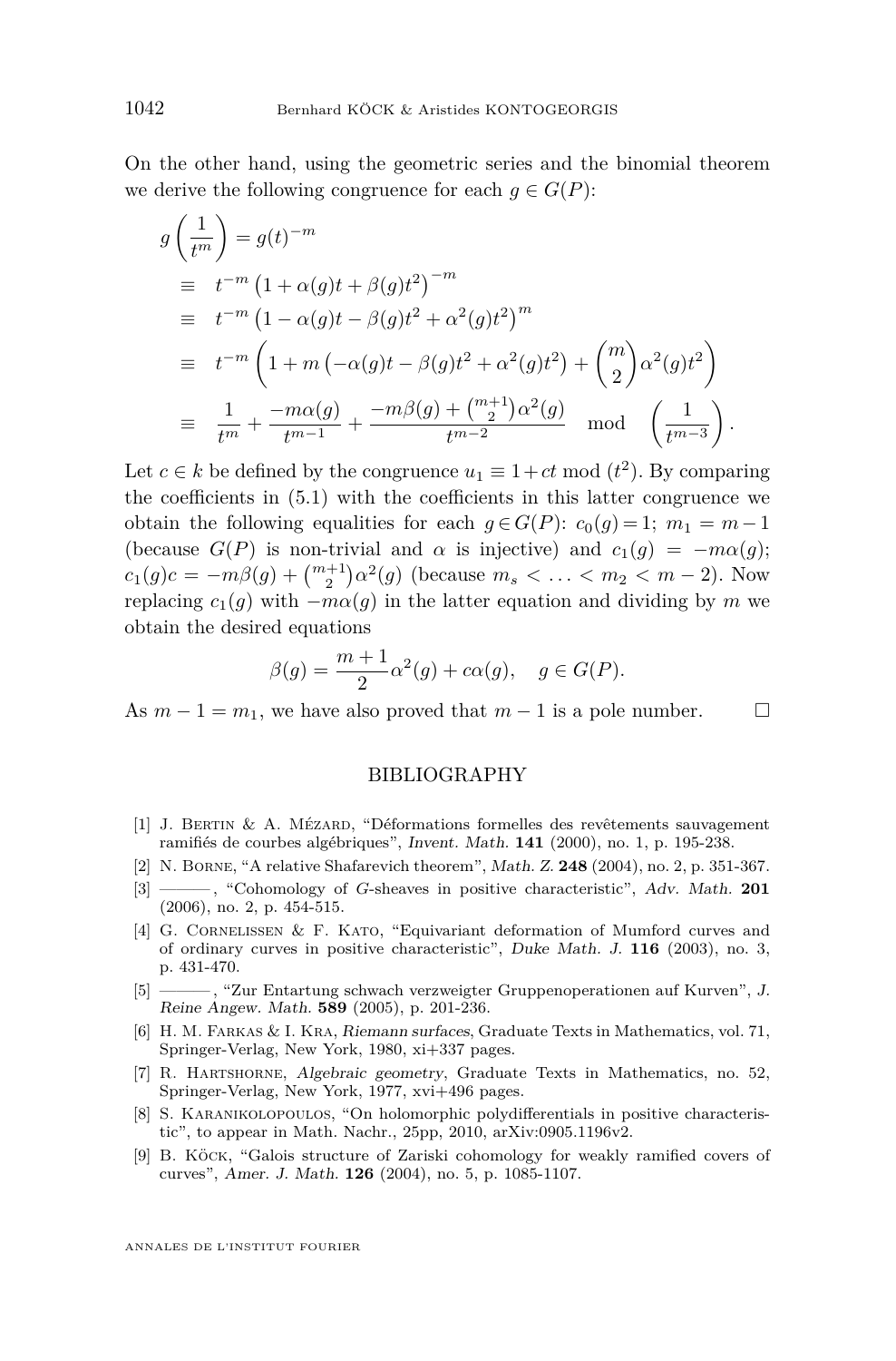On the other hand, using the geometric series and the binomial theorem we derive the following congruence for each $g \in G(P)$:

$$
\begin{aligned}
g\left(\frac{1}{t^m}\right) &= g(t)^{-m} \\
&\equiv \; t^{-m}\left(1+\alpha(g)t+\beta(g)t^2\right)^{-m} \\
&\equiv \; t^{-m}\left(1-\alpha(g)t-\beta(g)t^2+\alpha^2(g)t^2\right)^{m} \\
&\equiv \; t^{-m}\left(1+m\left(-\alpha(g)t-\beta(g)t^2+\alpha^2(g)t^2\right)+\binom{m}{2}\alpha^2(g)t^2\right) \\
&\equiv \; \frac{1}{t^m}+\frac{-m\alpha(g)}{t^{m-1}}+\frac{-m\beta(g)+\binom{m+1}{2}\alpha^2(g)}{t^{m-2}} \mod \left(\frac{1}{t^{m-3}}\right).
\end{aligned}
$$

Let $c \in k$ be defined by the congruence $u_1 \equiv 1+ct \bmod (t^2)$. By comparing the coefficients in (5.1) with the coefficients in this latter congruence we obtain the following equalities for each $g \in G(P)$: $c_0(g)=1$; $m_1 = m-1$ (because $G(P)$ is non-trivial and $\alpha$ is injective) and $c_1(g) = -m\alpha(g)$; $c_1(g)c = -m\beta(g) + \binom{m+1}{2}\alpha^2(g)$ (because $m_s < \ldots < m_2 < m-2$). Now replacing $c_1(g)$ with $-m\alpha(g)$ in the latter equation and dividing by $m$ we obtain the desired equations

$$
\beta(g) = \frac{m+1}{2}\alpha^2(g) + c\alpha(g), \quad g \in G(P).
$$

As $m-1 = m_1$, we have also proved that $m-1$ is a pole number. ☐

## BIBLIOGRAPHY

[1] J. Bertin & A. Mézard, “Déformations formelles des revêtements sauvagement ramifiés de courbes algébriques”, *Invent. Math.* **141** (2000), no. 1, p. 195-238.

[2] N. Borne, “A relative Shafarevich theorem”, *Math. Z.* **248** (2004), no. 2, p. 351-367.

[3] ———, “Cohomology of $G$-sheaves in positive characteristic”, *Adv. Math.* **201** (2006), no. 2, p. 454-515.

[4] G. Cornelissen & F. Kato, “Equivariant deformation of Mumford curves and of ordinary curves in positive characteristic”, *Duke Math. J.* **116** (2003), no. 3, p. 431-470.

[5] ———, “Zur Entartung schwach verzweigter Gruppenoperationen auf Kurven”, *J. Reine Angew. Math.* **589** (2005), p. 201-236.

[6] H. M. Farkas & I. Kra, *Riemann surfaces*, Graduate Texts in Mathematics, vol. 71, Springer-Verlag, New York, 1980, xi+337 pages.

[7] R. Hartshorne, *Algebraic geometry*, Graduate Texts in Mathematics, no. 52, Springer-Verlag, New York, 1977, xvi+496 pages.

[8] S. Karanikolopoulos, “On holomorphic polydifferentials in positive characteristic”, to appear in Math. Nachr., 25pp, 2010, arXiv:0905.1196v2.

[9] B. Köck, “Galois structure of Zariski cohomology for weakly ramified covers of curves”, *Amer. J. Math.* **126** (2004), no. 5, p. 1085-1107.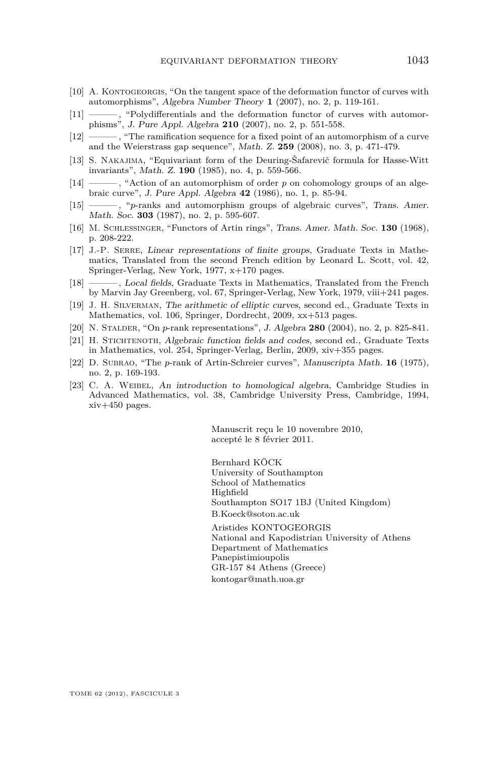[10] A. Kontogeorgis, "On the tangent space of the deformation functor of curves with automorphisms", *Algebra Number Theory* **1** (2007), no. 2, p. 119-161.

[11] ———, "Polydifferentials and the deformation functor of curves with automorphisms", *J. Pure Appl. Algebra* **210** (2007), no. 2, p. 551-558.

[12] ———, "The ramification sequence for a fixed point of an automorphism of a curve and the Weierstrass gap sequence", *Math. Z.* **259** (2008), no. 3, p. 471-479.

[13] S. Nakajima, "Equivariant form of the Deuring-Šafarevič formula for Hasse-Witt invariants", *Math. Z.* **190** (1985), no. 4, p. 559-566.

[14] ———, "Action of an automorphism of order $p$ on cohomology groups of an algebraic curve", *J. Pure Appl. Algebra* **42** (1986), no. 1, p. 85-94.

[15] ———, "$p$-ranks and automorphism groups of algebraic curves", *Trans. Amer. Math. Soc.* **303** (1987), no. 2, p. 595-607.

[16] M. Schlessinger, "Functors of Artin rings", *Trans. Amer. Math. Soc.* **130** (1968), p. 208-222.

[17] J.-P. Serre, *Linear representations of finite groups*, Graduate Texts in Mathematics, Translated from the second French edition by Leonard L. Scott, vol. 42, Springer-Verlag, New York, 1977, x+170 pages.

[18] ———, *Local fields*, Graduate Texts in Mathematics, Translated from the French by Marvin Jay Greenberg, vol. 67, Springer-Verlag, New York, 1979, viii+241 pages.

[19] J. H. Silverman, *The arithmetic of elliptic curves*, second ed., Graduate Texts in Mathematics, vol. 106, Springer, Dordrecht, 2009, xx+513 pages.

[20] N. Stalder, "On $p$-rank representations", *J. Algebra* **280** (2004), no. 2, p. 825-841.

[21] H. Stichtenoth, *Algebraic function fields and codes*, second ed., Graduate Texts in Mathematics, vol. 254, Springer-Verlag, Berlin, 2009, xiv+355 pages.

[22] D. Subrao, "The $p$-rank of Artin-Schreier curves", *Manuscripta Math.* **16** (1975), no. 2, p. 169-193.

[23] C. A. Weibel, *An introduction to homological algebra*, Cambridge Studies in Advanced Mathematics, vol. 38, Cambridge University Press, Cambridge, 1994, xiv+450 pages.

Manuscrit reçu le 10 novembre 2010,
accepté le 8 février 2011.

Bernhard KÖCK
University of Southampton
School of Mathematics
Highfield
Southampton SO17 1BJ (United Kingdom)
B.Koeck@soton.ac.uk

Aristides KONTOGEORGIS
National and Kapodistrian University of Athens
Department of Mathematics
Panepistimioupolis
GR-157 84 Athens (Greece)
kontogar@math.uoa.gr